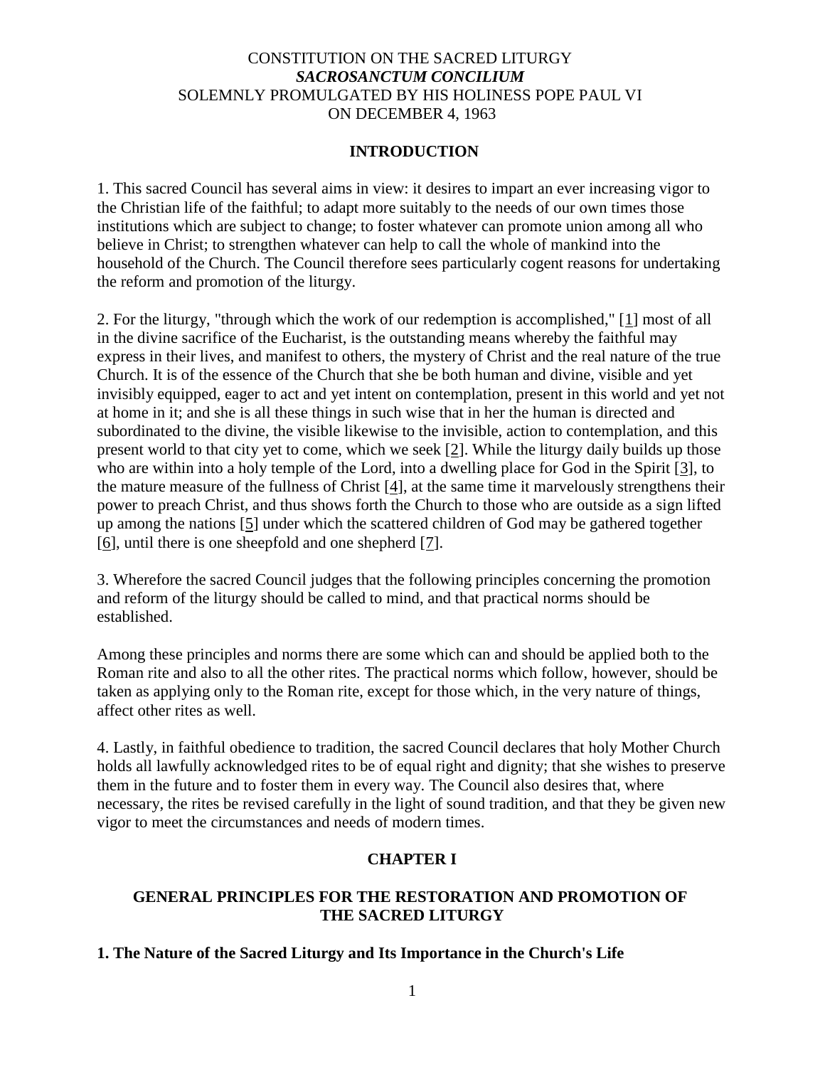# CONSTITUTION ON THE SACRED LITURGY
## *SACROSANCTUM CONCILIUM*
### SOLEMNLY PROMULGATED BY HIS HOLINESS POPE PAUL VI ON DECEMBER 4, 1963

## INTRODUCTION

1. This sacred Council has several aims in view: it desires to impart an ever increasing vigor to the Christian life of the faithful; to adapt more suitably to the needs of our own times those institutions which are subject to change; to foster whatever can promote union among all who believe in Christ; to strengthen whatever can help to call the whole of mankind into the household of the Church. The Council therefore sees particularly cogent reasons for undertaking the reform and promotion of the liturgy.

2. For the liturgy, "through which the work of our redemption is accomplished," [1] most of all in the divine sacrifice of the Eucharist, is the outstanding means whereby the faithful may express in their lives, and manifest to others, the mystery of Christ and the real nature of the true Church. It is of the essence of the Church that she be both human and divine, visible and yet invisibly equipped, eager to act and yet intent on contemplation, present in this world and yet not at home in it; and she is all these things in such wise that in her the human is directed and subordinated to the divine, the visible likewise to the invisible, action to contemplation, and this present world to that city yet to come, which we seek [2]. While the liturgy daily builds up those who are within into a holy temple of the Lord, into a dwelling place for God in the Spirit [3], to the mature measure of the fullness of Christ [4], at the same time it marvelously strengthens their power to preach Christ, and thus shows forth the Church to those who are outside as a sign lifted up among the nations [5] under which the scattered children of God may be gathered together [6], until there is one sheepfold and one shepherd [7].

3. Wherefore the sacred Council judges that the following principles concerning the promotion and reform of the liturgy should be called to mind, and that practical norms should be established.

Among these principles and norms there are some which can and should be applied both to the Roman rite and also to all the other rites. The practical norms which follow, however, should be taken as applying only to the Roman rite, except for those which, in the very nature of things, affect other rites as well.

4. Lastly, in faithful obedience to tradition, the sacred Council declares that holy Mother Church holds all lawfully acknowledged rites to be of equal right and dignity; that she wishes to preserve them in the future and to foster them in every way. The Council also desires that, where necessary, the rites be revised carefully in the light of sound tradition, and that they be given new vigor to meet the circumstances and needs of modern times.

## CHAPTER I

## GENERAL PRINCIPLES FOR THE RESTORATION AND PROMOTION OF THE SACRED LITURGY

### 1. The Nature of the Sacred Liturgy and Its Importance in the Church's Life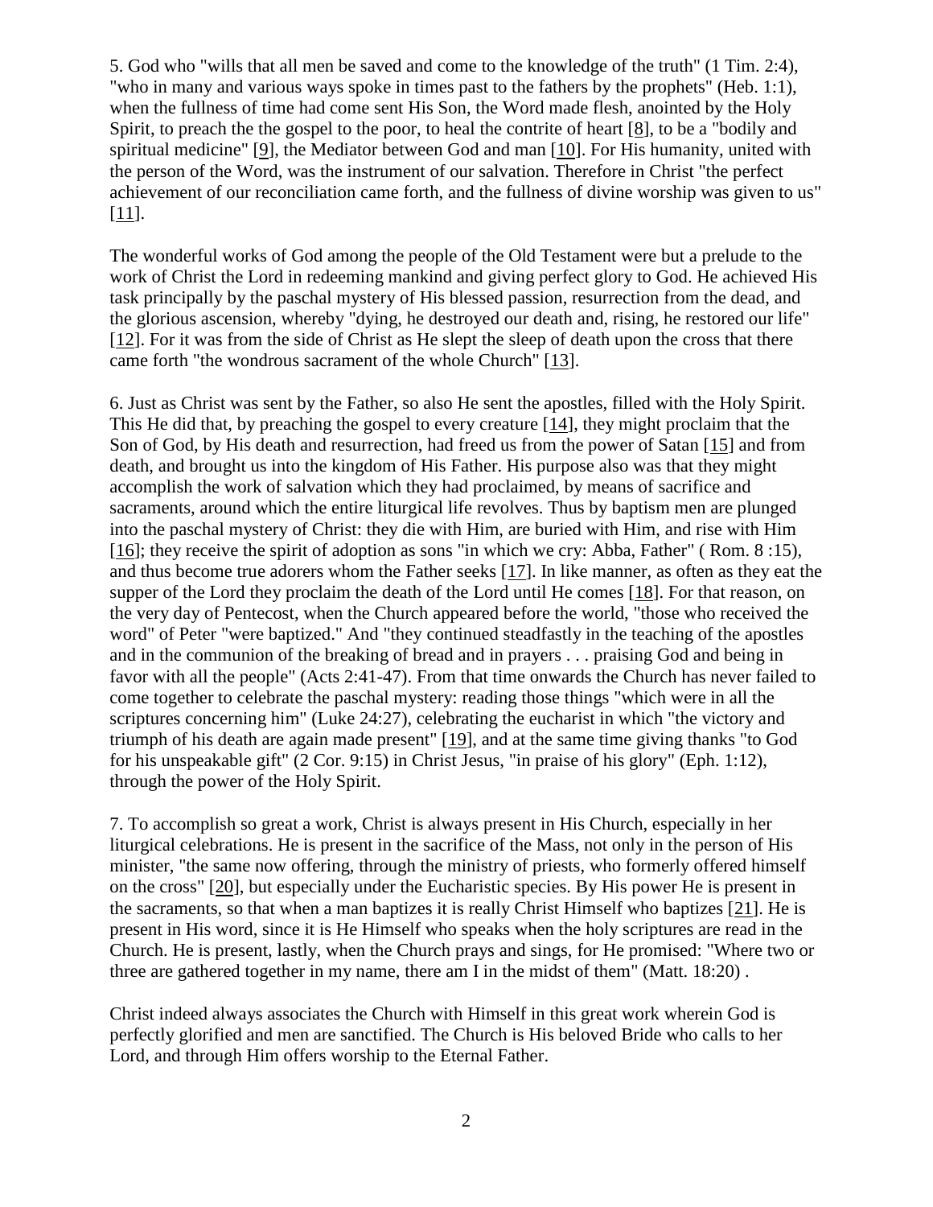5. God who "wills that all men be saved and come to the knowledge of the truth" (1 Tim. 2:4), "who in many and various ways spoke in times past to the fathers by the prophets" (Heb. 1:1), when the fullness of time had come sent His Son, the Word made flesh, anointed by the Holy Spirit, to preach the the gospel to the poor, to heal the contrite of heart [8], to be a "bodily and spiritual medicine" [9], the Mediator between God and man [10]. For His humanity, united with the person of the Word, was the instrument of our salvation. Therefore in Christ "the perfect achievement of our reconciliation came forth, and the fullness of divine worship was given to us" [11].

The wonderful works of God among the people of the Old Testament were but a prelude to the work of Christ the Lord in redeeming mankind and giving perfect glory to God. He achieved His task principally by the paschal mystery of His blessed passion, resurrection from the dead, and the glorious ascension, whereby "dying, he destroyed our death and, rising, he restored our life" [12]. For it was from the side of Christ as He slept the sleep of death upon the cross that there came forth "the wondrous sacrament of the whole Church" [13].

6. Just as Christ was sent by the Father, so also He sent the apostles, filled with the Holy Spirit. This He did that, by preaching the gospel to every creature [14], they might proclaim that the Son of God, by His death and resurrection, had freed us from the power of Satan [15] and from death, and brought us into the kingdom of His Father. His purpose also was that they might accomplish the work of salvation which they had proclaimed, by means of sacrifice and sacraments, around which the entire liturgical life revolves. Thus by baptism men are plunged into the paschal mystery of Christ: they die with Him, are buried with Him, and rise with Him [16]; they receive the spirit of adoption as sons "in which we cry: Abba, Father" ( Rom. 8 :15), and thus become true adorers whom the Father seeks [17]. In like manner, as often as they eat the supper of the Lord they proclaim the death of the Lord until He comes [18]. For that reason, on the very day of Pentecost, when the Church appeared before the world, "those who received the word" of Peter "were baptized." And "they continued steadfastly in the teaching of the apostles and in the communion of the breaking of bread and in prayers . . . praising God and being in favor with all the people" (Acts 2:41-47). From that time onwards the Church has never failed to come together to celebrate the paschal mystery: reading those things "which were in all the scriptures concerning him" (Luke 24:27), celebrating the eucharist in which "the victory and triumph of his death are again made present" [19], and at the same time giving thanks "to God for his unspeakable gift" (2 Cor. 9:15) in Christ Jesus, "in praise of his glory" (Eph. 1:12), through the power of the Holy Spirit.

7. To accomplish so great a work, Christ is always present in His Church, especially in her liturgical celebrations. He is present in the sacrifice of the Mass, not only in the person of His minister, "the same now offering, through the ministry of priests, who formerly offered himself on the cross" [20], but especially under the Eucharistic species. By His power He is present in the sacraments, so that when a man baptizes it is really Christ Himself who baptizes [21]. He is present in His word, since it is He Himself who speaks when the holy scriptures are read in the Church. He is present, lastly, when the Church prays and sings, for He promised: "Where two or three are gathered together in my name, there am I in the midst of them" (Matt. 18:20) .

Christ indeed always associates the Church with Himself in this great work wherein God is perfectly glorified and men are sanctified. The Church is His beloved Bride who calls to her Lord, and through Him offers worship to the Eternal Father.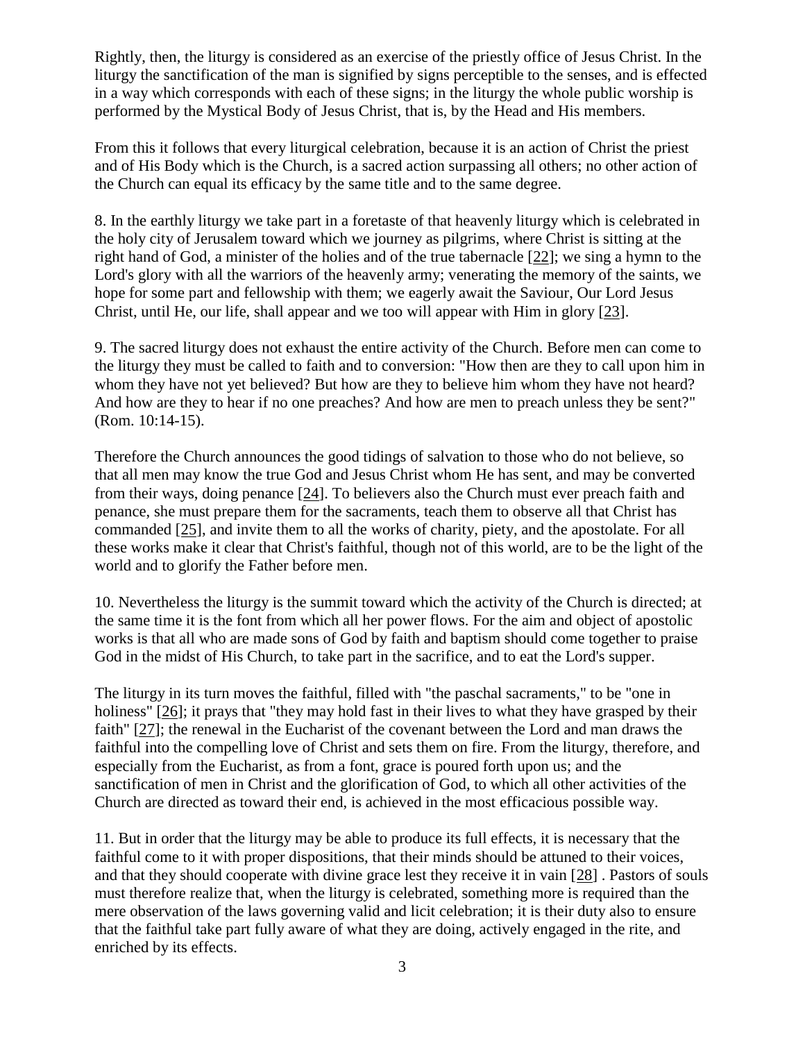Rightly, then, the liturgy is considered as an exercise of the priestly office of Jesus Christ. In the liturgy the sanctification of the man is signified by signs perceptible to the senses, and is effected in a way which corresponds with each of these signs; in the liturgy the whole public worship is performed by the Mystical Body of Jesus Christ, that is, by the Head and His members.

From this it follows that every liturgical celebration, because it is an action of Christ the priest and of His Body which is the Church, is a sacred action surpassing all others; no other action of the Church can equal its efficacy by the same title and to the same degree.

8. In the earthly liturgy we take part in a foretaste of that heavenly liturgy which is celebrated in the holy city of Jerusalem toward which we journey as pilgrims, where Christ is sitting at the right hand of God, a minister of the holies and of the true tabernacle [22]; we sing a hymn to the Lord's glory with all the warriors of the heavenly army; venerating the memory of the saints, we hope for some part and fellowship with them; we eagerly await the Saviour, Our Lord Jesus Christ, until He, our life, shall appear and we too will appear with Him in glory [23].

9. The sacred liturgy does not exhaust the entire activity of the Church. Before men can come to the liturgy they must be called to faith and to conversion: "How then are they to call upon him in whom they have not yet believed? But how are they to believe him whom they have not heard? And how are they to hear if no one preaches? And how are men to preach unless they be sent?" (Rom. 10:14-15).

Therefore the Church announces the good tidings of salvation to those who do not believe, so that all men may know the true God and Jesus Christ whom He has sent, and may be converted from their ways, doing penance [24]. To believers also the Church must ever preach faith and penance, she must prepare them for the sacraments, teach them to observe all that Christ has commanded [25], and invite them to all the works of charity, piety, and the apostolate. For all these works make it clear that Christ's faithful, though not of this world, are to be the light of the world and to glorify the Father before men.

10. Nevertheless the liturgy is the summit toward which the activity of the Church is directed; at the same time it is the font from which all her power flows. For the aim and object of apostolic works is that all who are made sons of God by faith and baptism should come together to praise God in the midst of His Church, to take part in the sacrifice, and to eat the Lord's supper.

The liturgy in its turn moves the faithful, filled with "the paschal sacraments," to be "one in holiness" [26]; it prays that "they may hold fast in their lives to what they have grasped by their faith" [27]; the renewal in the Eucharist of the covenant between the Lord and man draws the faithful into the compelling love of Christ and sets them on fire. From the liturgy, therefore, and especially from the Eucharist, as from a font, grace is poured forth upon us; and the sanctification of men in Christ and the glorification of God, to which all other activities of the Church are directed as toward their end, is achieved in the most efficacious possible way.

11. But in order that the liturgy may be able to produce its full effects, it is necessary that the faithful come to it with proper dispositions, that their minds should be attuned to their voices, and that they should cooperate with divine grace lest they receive it in vain [28] . Pastors of souls must therefore realize that, when the liturgy is celebrated, something more is required than the mere observation of the laws governing valid and licit celebration; it is their duty also to ensure that the faithful take part fully aware of what they are doing, actively engaged in the rite, and enriched by its effects.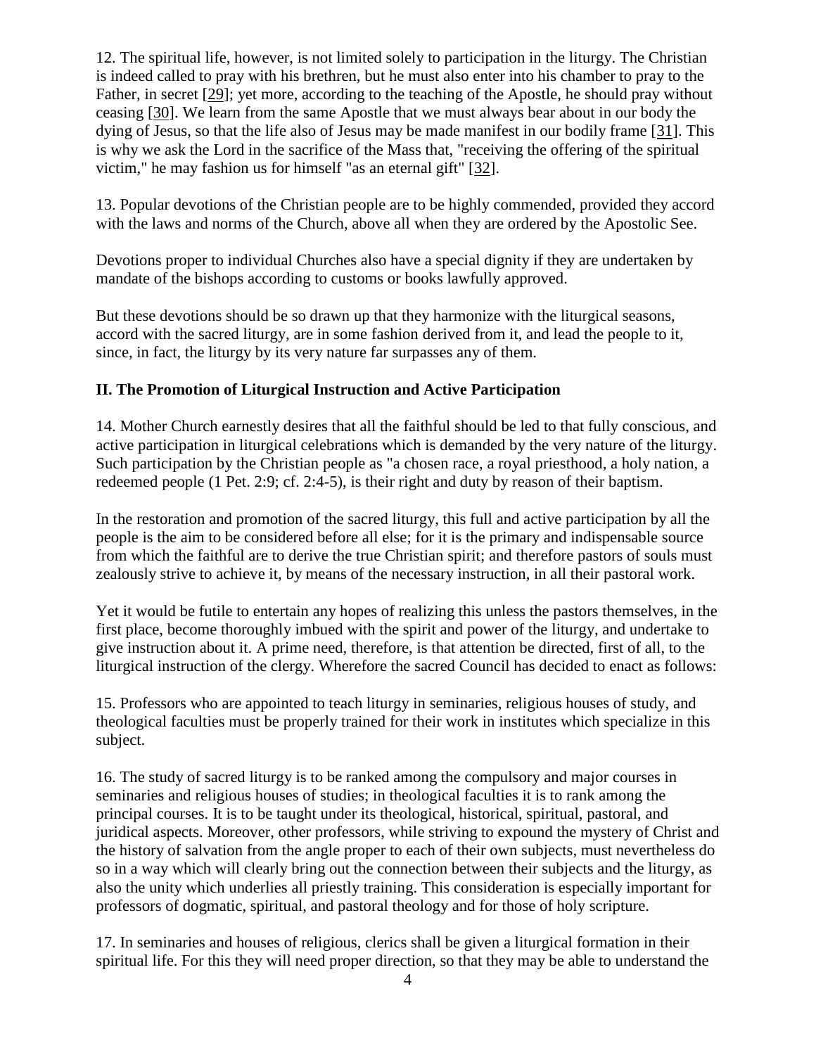12. The spiritual life, however, is not limited solely to participation in the liturgy. The Christian is indeed called to pray with his brethren, but he must also enter into his chamber to pray to the Father, in secret [29]; yet more, according to the teaching of the Apostle, he should pray without ceasing [30]. We learn from the same Apostle that we must always bear about in our body the dying of Jesus, so that the life also of Jesus may be made manifest in our bodily frame [31]. This is why we ask the Lord in the sacrifice of the Mass that, "receiving the offering of the spiritual victim," he may fashion us for himself "as an eternal gift" [32].

13. Popular devotions of the Christian people are to be highly commended, provided they accord with the laws and norms of the Church, above all when they are ordered by the Apostolic See.

Devotions proper to individual Churches also have a special dignity if they are undertaken by mandate of the bishops according to customs or books lawfully approved.

But these devotions should be so drawn up that they harmonize with the liturgical seasons, accord with the sacred liturgy, are in some fashion derived from it, and lead the people to it, since, in fact, the liturgy by its very nature far surpasses any of them.

## II. The Promotion of Liturgical Instruction and Active Participation

14. Mother Church earnestly desires that all the faithful should be led to that fully conscious, and active participation in liturgical celebrations which is demanded by the very nature of the liturgy. Such participation by the Christian people as "a chosen race, a royal priesthood, a holy nation, a redeemed people (1 Pet. 2:9; cf. 2:4-5), is their right and duty by reason of their baptism.

In the restoration and promotion of the sacred liturgy, this full and active participation by all the people is the aim to be considered before all else; for it is the primary and indispensable source from which the faithful are to derive the true Christian spirit; and therefore pastors of souls must zealously strive to achieve it, by means of the necessary instruction, in all their pastoral work.

Yet it would be futile to entertain any hopes of realizing this unless the pastors themselves, in the first place, become thoroughly imbued with the spirit and power of the liturgy, and undertake to give instruction about it. A prime need, therefore, is that attention be directed, first of all, to the liturgical instruction of the clergy. Wherefore the sacred Council has decided to enact as follows:

15. Professors who are appointed to teach liturgy in seminaries, religious houses of study, and theological faculties must be properly trained for their work in institutes which specialize in this subject.

16. The study of sacred liturgy is to be ranked among the compulsory and major courses in seminaries and religious houses of studies; in theological faculties it is to rank among the principal courses. It is to be taught under its theological, historical, spiritual, pastoral, and juridical aspects. Moreover, other professors, while striving to expound the mystery of Christ and the history of salvation from the angle proper to each of their own subjects, must nevertheless do so in a way which will clearly bring out the connection between their subjects and the liturgy, as also the unity which underlies all priestly training. This consideration is especially important for professors of dogmatic, spiritual, and pastoral theology and for those of holy scripture.

17. In seminaries and houses of religious, clerics shall be given a liturgical formation in their spiritual life. For this they will need proper direction, so that they may be able to understand the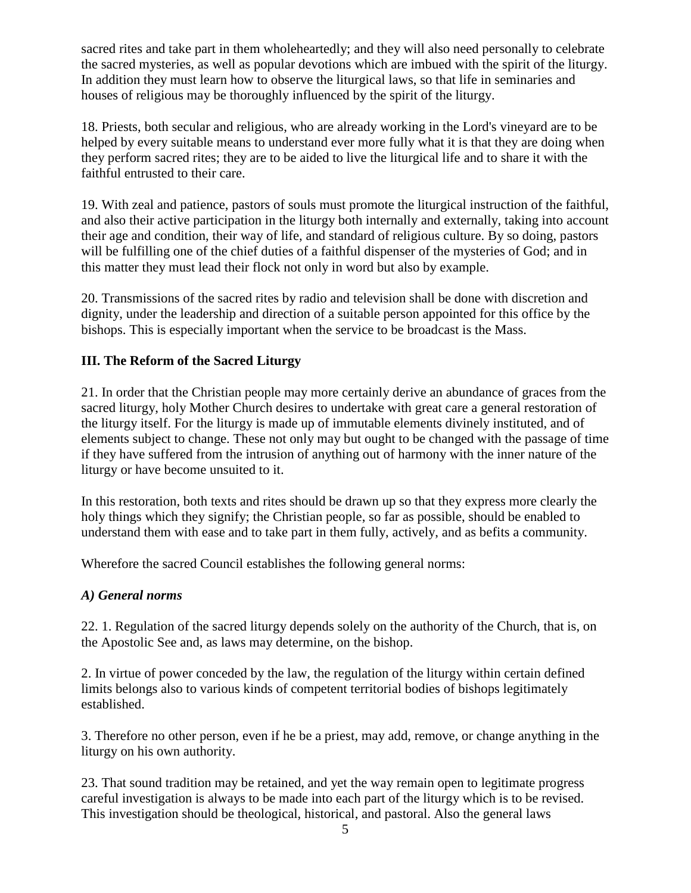sacred rites and take part in them wholeheartedly; and they will also need personally to celebrate the sacred mysteries, as well as popular devotions which are imbued with the spirit of the liturgy. In addition they must learn how to observe the liturgical laws, so that life in seminaries and houses of religious may be thoroughly influenced by the spirit of the liturgy.

18. Priests, both secular and religious, who are already working in the Lord's vineyard are to be helped by every suitable means to understand ever more fully what it is that they are doing when they perform sacred rites; they are to be aided to live the liturgical life and to share it with the faithful entrusted to their care.

19. With zeal and patience, pastors of souls must promote the liturgical instruction of the faithful, and also their active participation in the liturgy both internally and externally, taking into account their age and condition, their way of life, and standard of religious culture. By so doing, pastors will be fulfilling one of the chief duties of a faithful dispenser of the mysteries of God; and in this matter they must lead their flock not only in word but also by example.

20. Transmissions of the sacred rites by radio and television shall be done with discretion and dignity, under the leadership and direction of a suitable person appointed for this office by the bishops. This is especially important when the service to be broadcast is the Mass.

### III. The Reform of the Sacred Liturgy

21. In order that the Christian people may more certainly derive an abundance of graces from the sacred liturgy, holy Mother Church desires to undertake with great care a general restoration of the liturgy itself. For the liturgy is made up of immutable elements divinely instituted, and of elements subject to change. These not only may but ought to be changed with the passage of time if they have suffered from the intrusion of anything out of harmony with the inner nature of the liturgy or have become unsuited to it.

In this restoration, both texts and rites should be drawn up so that they express more clearly the holy things which they signify; the Christian people, so far as possible, should be enabled to understand them with ease and to take part in them fully, actively, and as befits a community.

Wherefore the sacred Council establishes the following general norms:

#### *A) General norms*

22. 1. Regulation of the sacred liturgy depends solely on the authority of the Church, that is, on the Apostolic See and, as laws may determine, on the bishop.

2. In virtue of power conceded by the law, the regulation of the liturgy within certain defined limits belongs also to various kinds of competent territorial bodies of bishops legitimately established.

3. Therefore no other person, even if he be a priest, may add, remove, or change anything in the liturgy on his own authority.

23. That sound tradition may be retained, and yet the way remain open to legitimate progress careful investigation is always to be made into each part of the liturgy which is to be revised. This investigation should be theological, historical, and pastoral. Also the general laws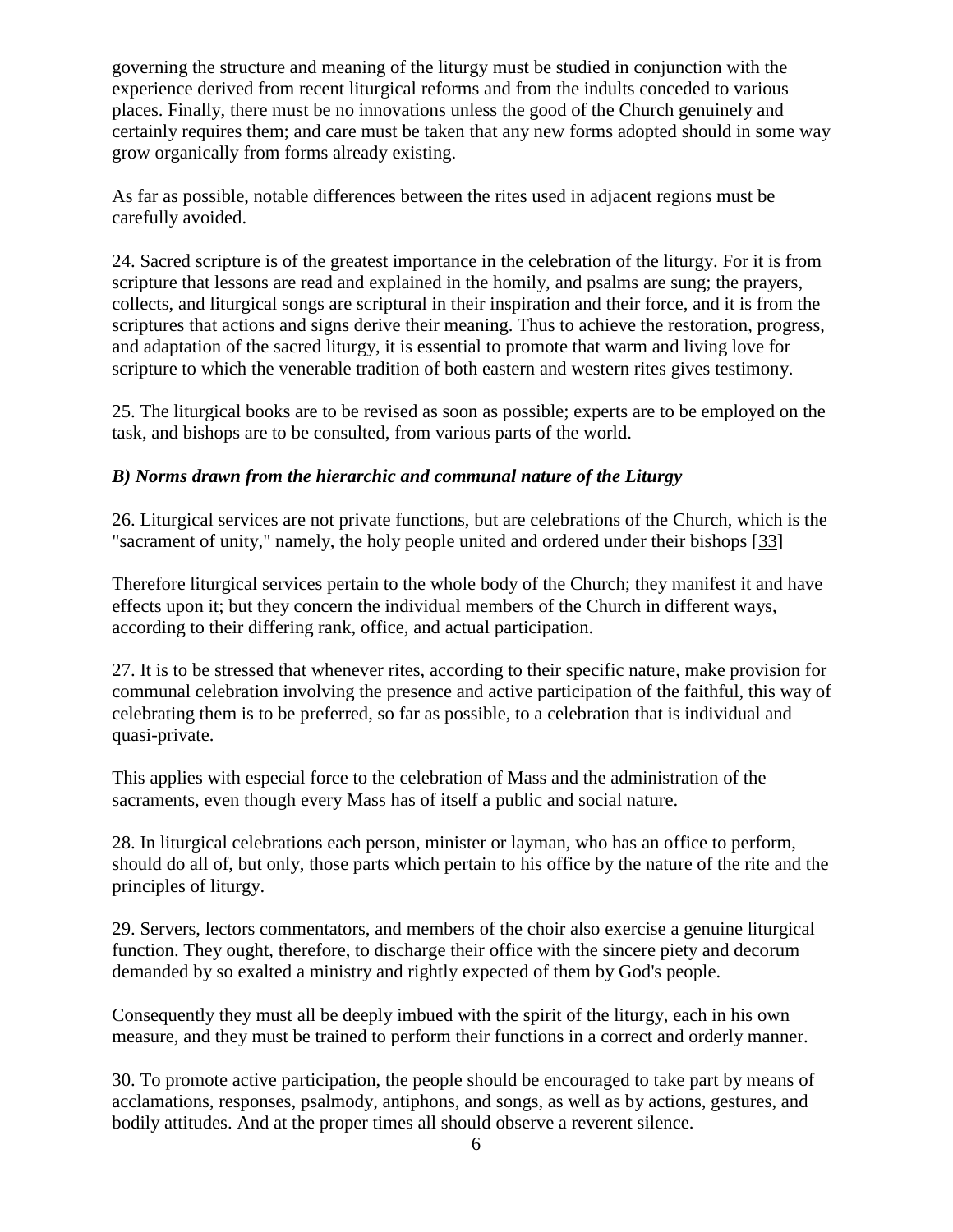governing the structure and meaning of the liturgy must be studied in conjunction with the experience derived from recent liturgical reforms and from the indults conceded to various places. Finally, there must be no innovations unless the good of the Church genuinely and certainly requires them; and care must be taken that any new forms adopted should in some way grow organically from forms already existing.

As far as possible, notable differences between the rites used in adjacent regions must be carefully avoided.

24. Sacred scripture is of the greatest importance in the celebration of the liturgy. For it is from scripture that lessons are read and explained in the homily, and psalms are sung; the prayers, collects, and liturgical songs are scriptural in their inspiration and their force, and it is from the scriptures that actions and signs derive their meaning. Thus to achieve the restoration, progress, and adaptation of the sacred liturgy, it is essential to promote that warm and living love for scripture to which the venerable tradition of both eastern and western rites gives testimony.

25. The liturgical books are to be revised as soon as possible; experts are to be employed on the task, and bishops are to be consulted, from various parts of the world.

### *B) Norms drawn from the hierarchic and communal nature of the Liturgy*

26. Liturgical services are not private functions, but are celebrations of the Church, which is the "sacrament of unity," namely, the holy people united and ordered under their bishops [33]

Therefore liturgical services pertain to the whole body of the Church; they manifest it and have effects upon it; but they concern the individual members of the Church in different ways, according to their differing rank, office, and actual participation.

27. It is to be stressed that whenever rites, according to their specific nature, make provision for communal celebration involving the presence and active participation of the faithful, this way of celebrating them is to be preferred, so far as possible, to a celebration that is individual and quasi-private.

This applies with especial force to the celebration of Mass and the administration of the sacraments, even though every Mass has of itself a public and social nature.

28. In liturgical celebrations each person, minister or layman, who has an office to perform, should do all of, but only, those parts which pertain to his office by the nature of the rite and the principles of liturgy.

29. Servers, lectors commentators, and members of the choir also exercise a genuine liturgical function. They ought, therefore, to discharge their office with the sincere piety and decorum demanded by so exalted a ministry and rightly expected of them by God's people.

Consequently they must all be deeply imbued with the spirit of the liturgy, each in his own measure, and they must be trained to perform their functions in a correct and orderly manner.

30. To promote active participation, the people should be encouraged to take part by means of acclamations, responses, psalmody, antiphons, and songs, as well as by actions, gestures, and bodily attitudes. And at the proper times all should observe a reverent silence.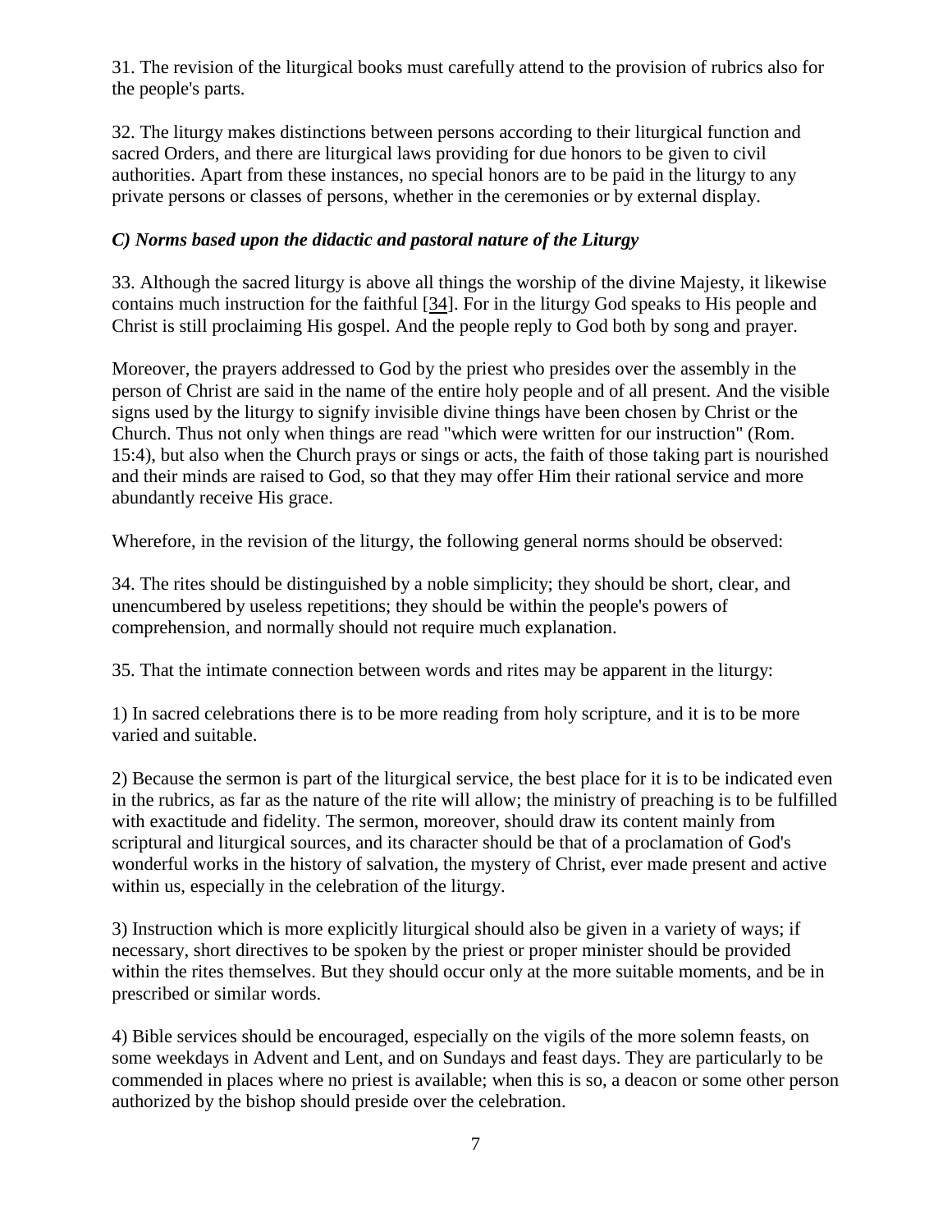31. The revision of the liturgical books must carefully attend to the provision of rubrics also for the people's parts.

32. The liturgy makes distinctions between persons according to their liturgical function and sacred Orders, and there are liturgical laws providing for due honors to be given to civil authorities. Apart from these instances, no special honors are to be paid in the liturgy to any private persons or classes of persons, whether in the ceremonies or by external display.

### *C) Norms based upon the didactic and pastoral nature of the Liturgy*

33. Although the sacred liturgy is above all things the worship of the divine Majesty, it likewise contains much instruction for the faithful [34]. For in the liturgy God speaks to His people and Christ is still proclaiming His gospel. And the people reply to God both by song and prayer.

Moreover, the prayers addressed to God by the priest who presides over the assembly in the person of Christ are said in the name of the entire holy people and of all present. And the visible signs used by the liturgy to signify invisible divine things have been chosen by Christ or the Church. Thus not only when things are read "which were written for our instruction" (Rom. 15:4), but also when the Church prays or sings or acts, the faith of those taking part is nourished and their minds are raised to God, so that they may offer Him their rational service and more abundantly receive His grace.

Wherefore, in the revision of the liturgy, the following general norms should be observed:

34. The rites should be distinguished by a noble simplicity; they should be short, clear, and unencumbered by useless repetitions; they should be within the people's powers of comprehension, and normally should not require much explanation.

35. That the intimate connection between words and rites may be apparent in the liturgy:

1) In sacred celebrations there is to be more reading from holy scripture, and it is to be more varied and suitable.

2) Because the sermon is part of the liturgical service, the best place for it is to be indicated even in the rubrics, as far as the nature of the rite will allow; the ministry of preaching is to be fulfilled with exactitude and fidelity. The sermon, moreover, should draw its content mainly from scriptural and liturgical sources, and its character should be that of a proclamation of God's wonderful works in the history of salvation, the mystery of Christ, ever made present and active within us, especially in the celebration of the liturgy.

3) Instruction which is more explicitly liturgical should also be given in a variety of ways; if necessary, short directives to be spoken by the priest or proper minister should be provided within the rites themselves. But they should occur only at the more suitable moments, and be in prescribed or similar words.

4) Bible services should be encouraged, especially on the vigils of the more solemn feasts, on some weekdays in Advent and Lent, and on Sundays and feast days. They are particularly to be commended in places where no priest is available; when this is so, a deacon or some other person authorized by the bishop should preside over the celebration.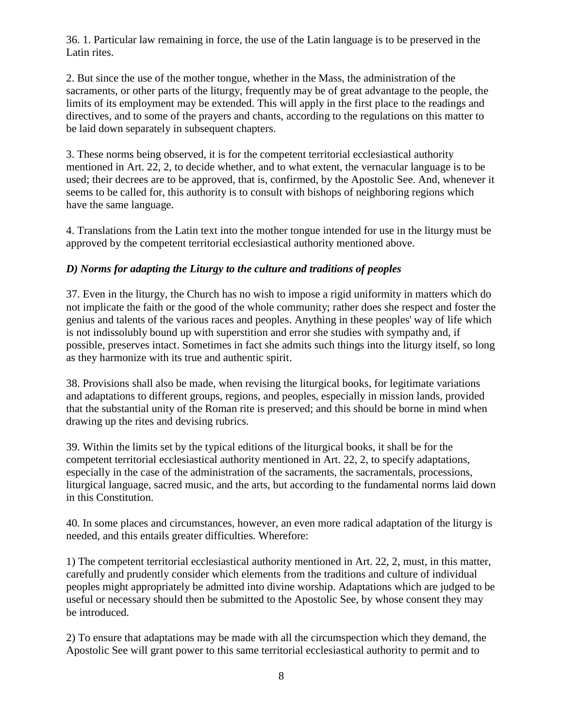36. 1. Particular law remaining in force, the use of the Latin language is to be preserved in the Latin rites.

2. But since the use of the mother tongue, whether in the Mass, the administration of the sacraments, or other parts of the liturgy, frequently may be of great advantage to the people, the limits of its employment may be extended. This will apply in the first place to the readings and directives, and to some of the prayers and chants, according to the regulations on this matter to be laid down separately in subsequent chapters.

3. These norms being observed, it is for the competent territorial ecclesiastical authority mentioned in Art. 22, 2, to decide whether, and to what extent, the vernacular language is to be used; their decrees are to be approved, that is, confirmed, by the Apostolic See. And, whenever it seems to be called for, this authority is to consult with bishops of neighboring regions which have the same language.

4. Translations from the Latin text into the mother tongue intended for use in the liturgy must be approved by the competent territorial ecclesiastical authority mentioned above.

### *D) Norms for adapting the Liturgy to the culture and traditions of peoples*

37. Even in the liturgy, the Church has no wish to impose a rigid uniformity in matters which do not implicate the faith or the good of the whole community; rather does she respect and foster the genius and talents of the various races and peoples. Anything in these peoples' way of life which is not indissolubly bound up with superstition and error she studies with sympathy and, if possible, preserves intact. Sometimes in fact she admits such things into the liturgy itself, so long as they harmonize with its true and authentic spirit.

38. Provisions shall also be made, when revising the liturgical books, for legitimate variations and adaptations to different groups, regions, and peoples, especially in mission lands, provided that the substantial unity of the Roman rite is preserved; and this should be borne in mind when drawing up the rites and devising rubrics.

39. Within the limits set by the typical editions of the liturgical books, it shall be for the competent territorial ecclesiastical authority mentioned in Art. 22, 2, to specify adaptations, especially in the case of the administration of the sacraments, the sacramentals, processions, liturgical language, sacred music, and the arts, but according to the fundamental norms laid down in this Constitution.

40. In some places and circumstances, however, an even more radical adaptation of the liturgy is needed, and this entails greater difficulties. Wherefore:

1) The competent territorial ecclesiastical authority mentioned in Art. 22, 2, must, in this matter, carefully and prudently consider which elements from the traditions and culture of individual peoples might appropriately be admitted into divine worship. Adaptations which are judged to be useful or necessary should then be submitted to the Apostolic See, by whose consent they may be introduced.

2) To ensure that adaptations may be made with all the circumspection which they demand, the Apostolic See will grant power to this same territorial ecclesiastical authority to permit and to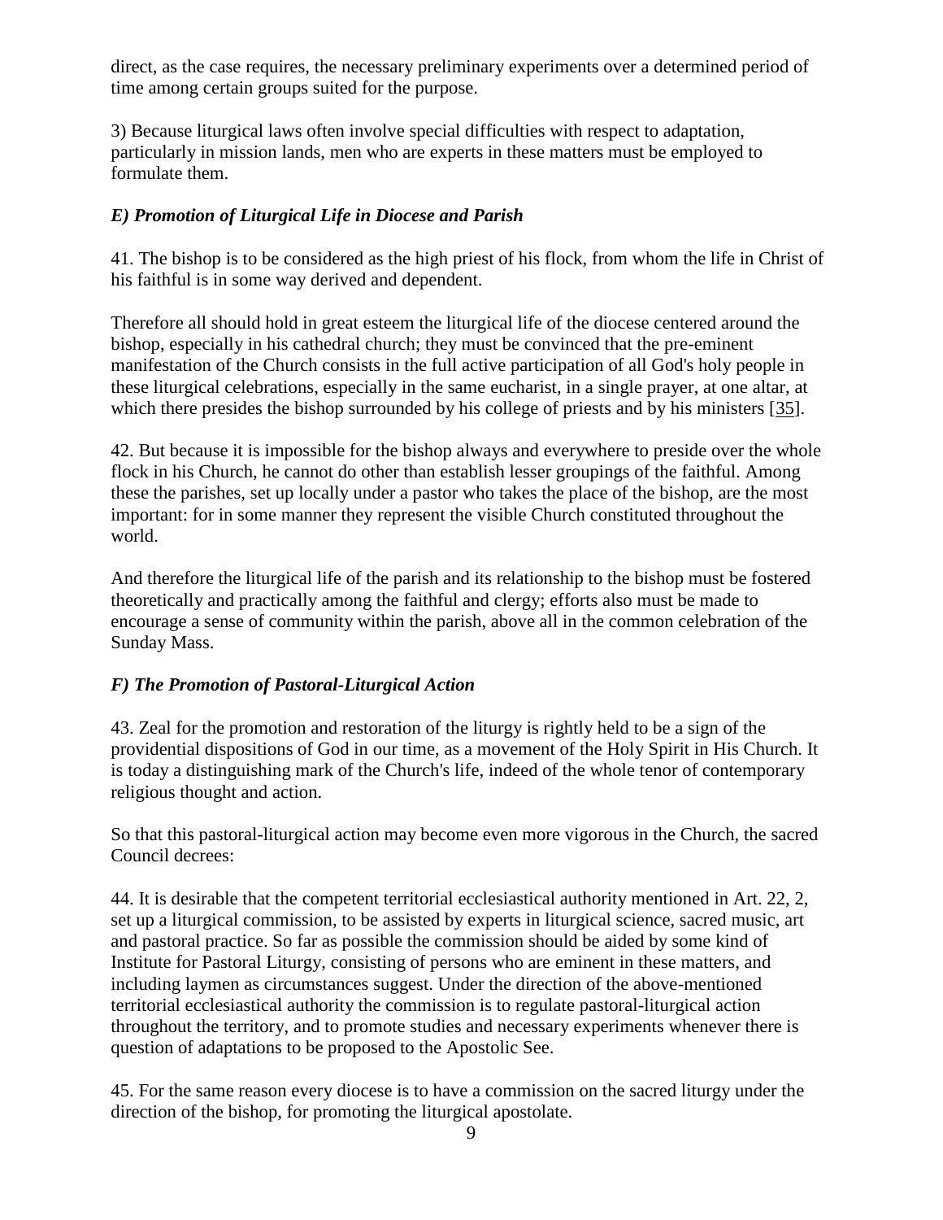direct, as the case requires, the necessary preliminary experiments over a determined period of time among certain groups suited for the purpose.

3) Because liturgical laws often involve special difficulties with respect to adaptation, particularly in mission lands, men who are experts in these matters must be employed to formulate them.

### *E) Promotion of Liturgical Life in Diocese and Parish*

41. The bishop is to be considered as the high priest of his flock, from whom the life in Christ of his faithful is in some way derived and dependent.

Therefore all should hold in great esteem the liturgical life of the diocese centered around the bishop, especially in his cathedral church; they must be convinced that the pre-eminent manifestation of the Church consists in the full active participation of all God's holy people in these liturgical celebrations, especially in the same eucharist, in a single prayer, at one altar, at which there presides the bishop surrounded by his college of priests and by his ministers [35].

42. But because it is impossible for the bishop always and everywhere to preside over the whole flock in his Church, he cannot do other than establish lesser groupings of the faithful. Among these the parishes, set up locally under a pastor who takes the place of the bishop, are the most important: for in some manner they represent the visible Church constituted throughout the world.

And therefore the liturgical life of the parish and its relationship to the bishop must be fostered theoretically and practically among the faithful and clergy; efforts also must be made to encourage a sense of community within the parish, above all in the common celebration of the Sunday Mass.

### *F) The Promotion of Pastoral-Liturgical Action*

43. Zeal for the promotion and restoration of the liturgy is rightly held to be a sign of the providential dispositions of God in our time, as a movement of the Holy Spirit in His Church. It is today a distinguishing mark of the Church's life, indeed of the whole tenor of contemporary religious thought and action.

So that this pastoral-liturgical action may become even more vigorous in the Church, the sacred Council decrees:

44. It is desirable that the competent territorial ecclesiastical authority mentioned in Art. 22, 2, set up a liturgical commission, to be assisted by experts in liturgical science, sacred music, art and pastoral practice. So far as possible the commission should be aided by some kind of Institute for Pastoral Liturgy, consisting of persons who are eminent in these matters, and including laymen as circumstances suggest. Under the direction of the above-mentioned territorial ecclesiastical authority the commission is to regulate pastoral-liturgical action throughout the territory, and to promote studies and necessary experiments whenever there is question of adaptations to be proposed to the Apostolic See.

45. For the same reason every diocese is to have a commission on the sacred liturgy under the direction of the bishop, for promoting the liturgical apostolate.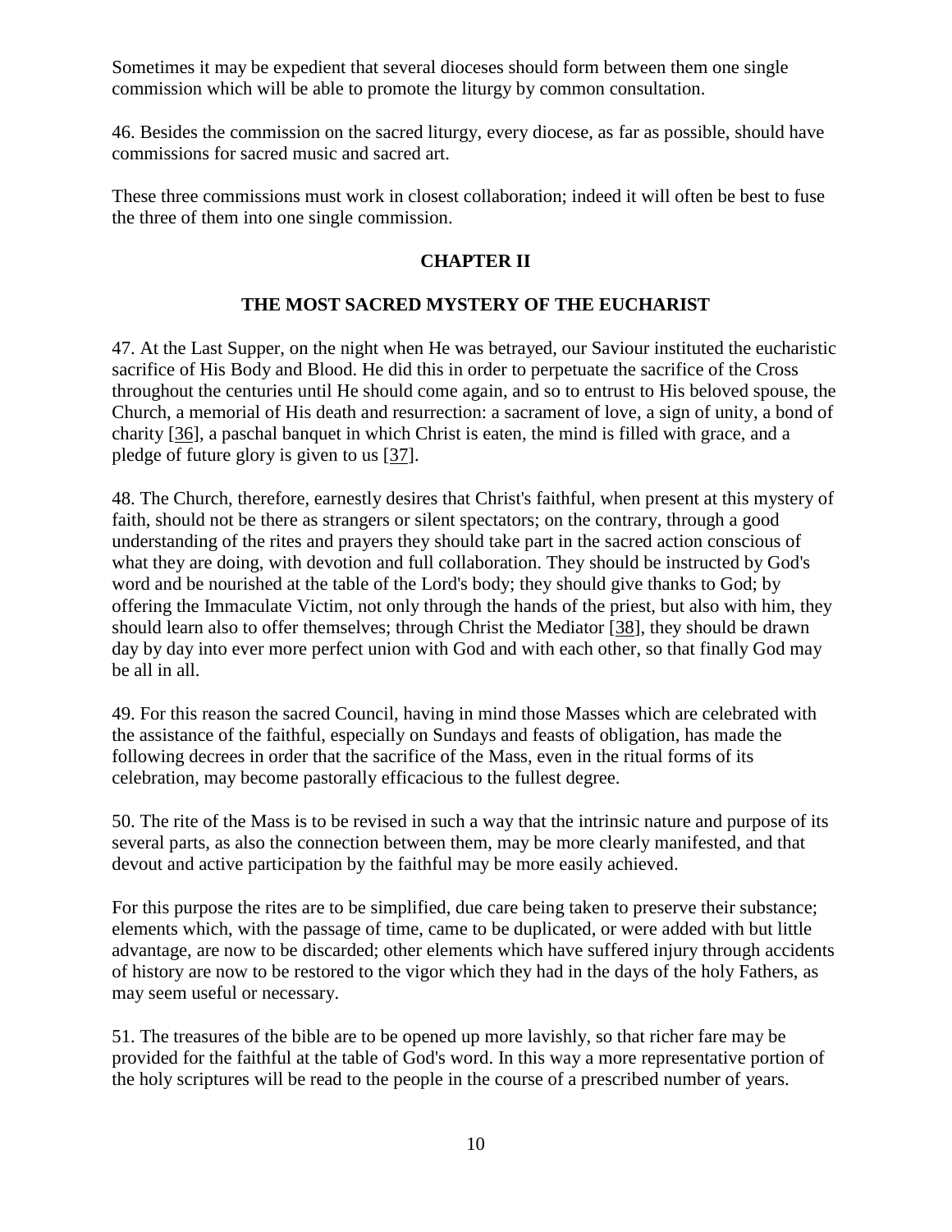Sometimes it may be expedient that several dioceses should form between them one single commission which will be able to promote the liturgy by common consultation.

46. Besides the commission on the sacred liturgy, every diocese, as far as possible, should have commissions for sacred music and sacred art.

These three commissions must work in closest collaboration; indeed it will often be best to fuse the three of them into one single commission.

## CHAPTER II

## THE MOST SACRED MYSTERY OF THE EUCHARIST

47. At the Last Supper, on the night when He was betrayed, our Saviour instituted the eucharistic sacrifice of His Body and Blood. He did this in order to perpetuate the sacrifice of the Cross throughout the centuries until He should come again, and so to entrust to His beloved spouse, the Church, a memorial of His death and resurrection: a sacrament of love, a sign of unity, a bond of charity [36], a paschal banquet in which Christ is eaten, the mind is filled with grace, and a pledge of future glory is given to us [37].

48. The Church, therefore, earnestly desires that Christ's faithful, when present at this mystery of faith, should not be there as strangers or silent spectators; on the contrary, through a good understanding of the rites and prayers they should take part in the sacred action conscious of what they are doing, with devotion and full collaboration. They should be instructed by God's word and be nourished at the table of the Lord's body; they should give thanks to God; by offering the Immaculate Victim, not only through the hands of the priest, but also with him, they should learn also to offer themselves; through Christ the Mediator [38], they should be drawn day by day into ever more perfect union with God and with each other, so that finally God may be all in all.

49. For this reason the sacred Council, having in mind those Masses which are celebrated with the assistance of the faithful, especially on Sundays and feasts of obligation, has made the following decrees in order that the sacrifice of the Mass, even in the ritual forms of its celebration, may become pastorally efficacious to the fullest degree.

50. The rite of the Mass is to be revised in such a way that the intrinsic nature and purpose of its several parts, as also the connection between them, may be more clearly manifested, and that devout and active participation by the faithful may be more easily achieved.

For this purpose the rites are to be simplified, due care being taken to preserve their substance; elements which, with the passage of time, came to be duplicated, or were added with but little advantage, are now to be discarded; other elements which have suffered injury through accidents of history are now to be restored to the vigor which they had in the days of the holy Fathers, as may seem useful or necessary.

51. The treasures of the bible are to be opened up more lavishly, so that richer fare may be provided for the faithful at the table of God's word. In this way a more representative portion of the holy scriptures will be read to the people in the course of a prescribed number of years.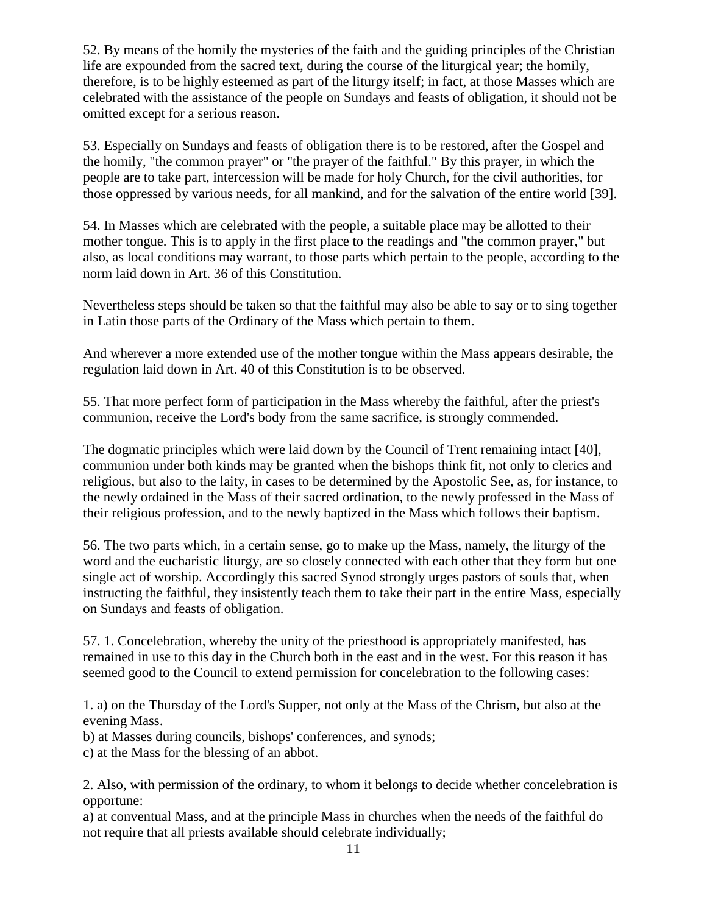52. By means of the homily the mysteries of the faith and the guiding principles of the Christian life are expounded from the sacred text, during the course of the liturgical year; the homily, therefore, is to be highly esteemed as part of the liturgy itself; in fact, at those Masses which are celebrated with the assistance of the people on Sundays and feasts of obligation, it should not be omitted except for a serious reason.

53. Especially on Sundays and feasts of obligation there is to be restored, after the Gospel and the homily, "the common prayer" or "the prayer of the faithful." By this prayer, in which the people are to take part, intercession will be made for holy Church, for the civil authorities, for those oppressed by various needs, for all mankind, and for the salvation of the entire world [39].

54. In Masses which are celebrated with the people, a suitable place may be allotted to their mother tongue. This is to apply in the first place to the readings and "the common prayer," but also, as local conditions may warrant, to those parts which pertain to the people, according to the norm laid down in Art. 36 of this Constitution.

Nevertheless steps should be taken so that the faithful may also be able to say or to sing together in Latin those parts of the Ordinary of the Mass which pertain to them.

And wherever a more extended use of the mother tongue within the Mass appears desirable, the regulation laid down in Art. 40 of this Constitution is to be observed.

55. That more perfect form of participation in the Mass whereby the faithful, after the priest's communion, receive the Lord's body from the same sacrifice, is strongly commended.

The dogmatic principles which were laid down by the Council of Trent remaining intact [40], communion under both kinds may be granted when the bishops think fit, not only to clerics and religious, but also to the laity, in cases to be determined by the Apostolic See, as, for instance, to the newly ordained in the Mass of their sacred ordination, to the newly professed in the Mass of their religious profession, and to the newly baptized in the Mass which follows their baptism.

56. The two parts which, in a certain sense, go to make up the Mass, namely, the liturgy of the word and the eucharistic liturgy, are so closely connected with each other that they form but one single act of worship. Accordingly this sacred Synod strongly urges pastors of souls that, when instructing the faithful, they insistently teach them to take their part in the entire Mass, especially on Sundays and feasts of obligation.

57. 1. Concelebration, whereby the unity of the priesthood is appropriately manifested, has remained in use to this day in the Church both in the east and in the west. For this reason it has seemed good to the Council to extend permission for concelebration to the following cases:

1. a) on the Thursday of the Lord's Supper, not only at the Mass of the Chrism, but also at the evening Mass.
b) at Masses during councils, bishops' conferences, and synods;
c) at the Mass for the blessing of an abbot.

2. Also, with permission of the ordinary, to whom it belongs to decide whether concelebration is opportune:
a) at conventual Mass, and at the principle Mass in churches when the needs of the faithful do not require that all priests available should celebrate individually;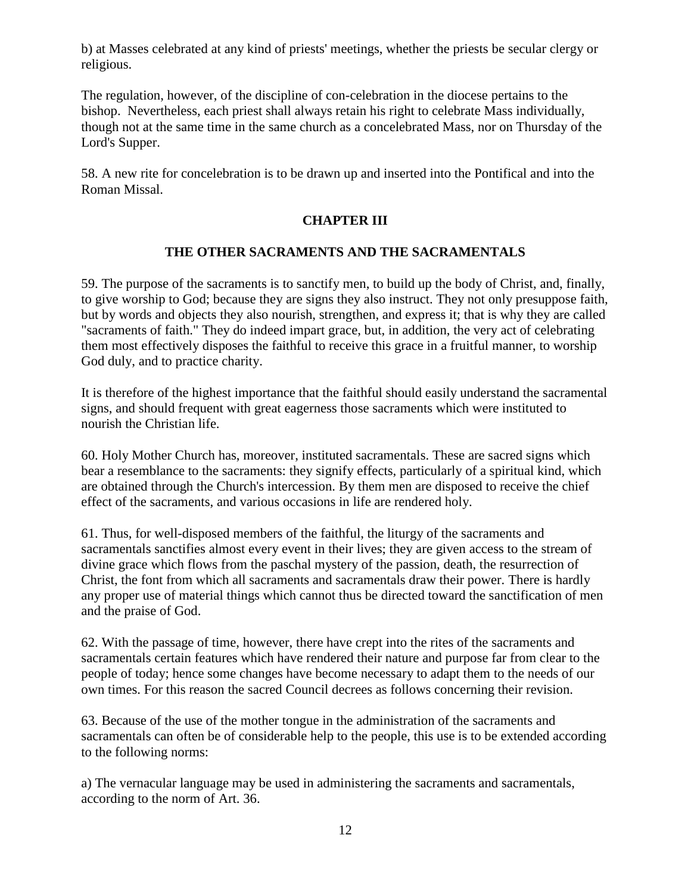b) at Masses celebrated at any kind of priests' meetings, whether the priests be secular clergy or religious.

The regulation, however, of the discipline of con-celebration in the diocese pertains to the bishop. Nevertheless, each priest shall always retain his right to celebrate Mass individually, though not at the same time in the same church as a concelebrated Mass, nor on Thursday of the Lord's Supper.

58. A new rite for concelebration is to be drawn up and inserted into the Pontifical and into the Roman Missal.

## CHAPTER III

## THE OTHER SACRAMENTS AND THE SACRAMENTALS

59. The purpose of the sacraments is to sanctify men, to build up the body of Christ, and, finally, to give worship to God; because they are signs they also instruct. They not only presuppose faith, but by words and objects they also nourish, strengthen, and express it; that is why they are called "sacraments of faith." They do indeed impart grace, but, in addition, the very act of celebrating them most effectively disposes the faithful to receive this grace in a fruitful manner, to worship God duly, and to practice charity.

It is therefore of the highest importance that the faithful should easily understand the sacramental signs, and should frequent with great eagerness those sacraments which were instituted to nourish the Christian life.

60. Holy Mother Church has, moreover, instituted sacramentals. These are sacred signs which bear a resemblance to the sacraments: they signify effects, particularly of a spiritual kind, which are obtained through the Church's intercession. By them men are disposed to receive the chief effect of the sacraments, and various occasions in life are rendered holy.

61. Thus, for well-disposed members of the faithful, the liturgy of the sacraments and sacramentals sanctifies almost every event in their lives; they are given access to the stream of divine grace which flows from the paschal mystery of the passion, death, the resurrection of Christ, the font from which all sacraments and sacramentals draw their power. There is hardly any proper use of material things which cannot thus be directed toward the sanctification of men and the praise of God.

62. With the passage of time, however, there have crept into the rites of the sacraments and sacramentals certain features which have rendered their nature and purpose far from clear to the people of today; hence some changes have become necessary to adapt them to the needs of our own times. For this reason the sacred Council decrees as follows concerning their revision.

63. Because of the use of the mother tongue in the administration of the sacraments and sacramentals can often be of considerable help to the people, this use is to be extended according to the following norms:

a) The vernacular language may be used in administering the sacraments and sacramentals, according to the norm of Art. 36.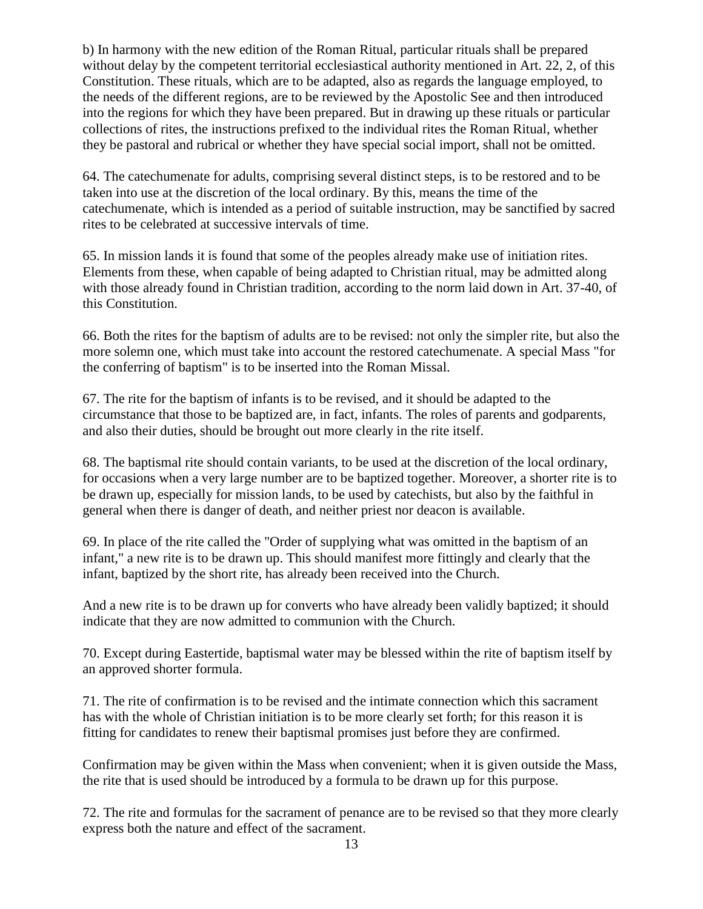b) In harmony with the new edition of the Roman Ritual, particular rituals shall be prepared without delay by the competent territorial ecclesiastical authority mentioned in Art. 22, 2, of this Constitution. These rituals, which are to be adapted, also as regards the language employed, to the needs of the different regions, are to be reviewed by the Apostolic See and then introduced into the regions for which they have been prepared. But in drawing up these rituals or particular collections of rites, the instructions prefixed to the individual rites the Roman Ritual, whether they be pastoral and rubrical or whether they have special social import, shall not be omitted.

64. The catechumenate for adults, comprising several distinct steps, is to be restored and to be taken into use at the discretion of the local ordinary. By this, means the time of the catechumenate, which is intended as a period of suitable instruction, may be sanctified by sacred rites to be celebrated at successive intervals of time.

65. In mission lands it is found that some of the peoples already make use of initiation rites. Elements from these, when capable of being adapted to Christian ritual, may be admitted along with those already found in Christian tradition, according to the norm laid down in Art. 37-40, of this Constitution.

66. Both the rites for the baptism of adults are to be revised: not only the simpler rite, but also the more solemn one, which must take into account the restored catechumenate. A special Mass "for the conferring of baptism" is to be inserted into the Roman Missal.

67. The rite for the baptism of infants is to be revised, and it should be adapted to the circumstance that those to be baptized are, in fact, infants. The roles of parents and godparents, and also their duties, should be brought out more clearly in the rite itself.

68. The baptismal rite should contain variants, to be used at the discretion of the local ordinary, for occasions when a very large number are to be baptized together. Moreover, a shorter rite is to be drawn up, especially for mission lands, to be used by catechists, but also by the faithful in general when there is danger of death, and neither priest nor deacon is available.

69. In place of the rite called the "Order of supplying what was omitted in the baptism of an infant," a new rite is to be drawn up. This should manifest more fittingly and clearly that the infant, baptized by the short rite, has already been received into the Church.

And a new rite is to be drawn up for converts who have already been validly baptized; it should indicate that they are now admitted to communion with the Church.

70. Except during Eastertide, baptismal water may be blessed within the rite of baptism itself by an approved shorter formula.

71. The rite of confirmation is to be revised and the intimate connection which this sacrament has with the whole of Christian initiation is to be more clearly set forth; for this reason it is fitting for candidates to renew their baptismal promises just before they are confirmed.

Confirmation may be given within the Mass when convenient; when it is given outside the Mass, the rite that is used should be introduced by a formula to be drawn up for this purpose.

72. The rite and formulas for the sacrament of penance are to be revised so that they more clearly express both the nature and effect of the sacrament.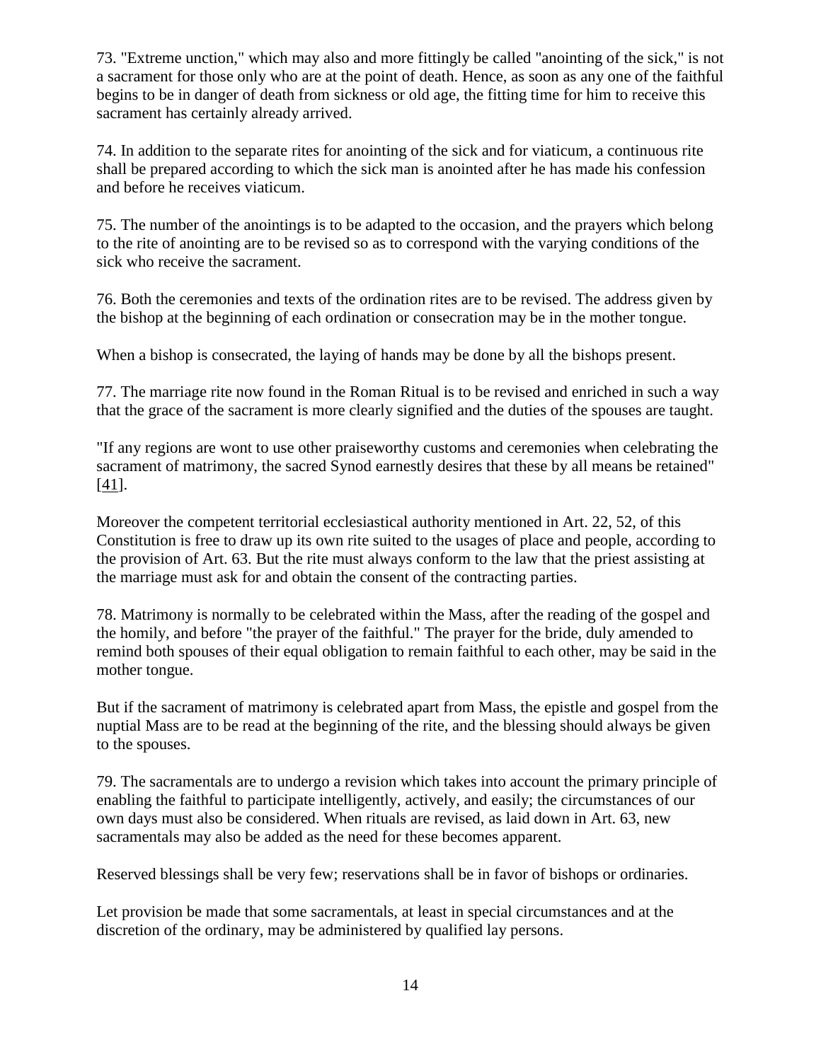73. "Extreme unction," which may also and more fittingly be called "anointing of the sick," is not a sacrament for those only who are at the point of death. Hence, as soon as any one of the faithful begins to be in danger of death from sickness or old age, the fitting time for him to receive this sacrament has certainly already arrived.

74. In addition to the separate rites for anointing of the sick and for viaticum, a continuous rite shall be prepared according to which the sick man is anointed after he has made his confession and before he receives viaticum.

75. The number of the anointings is to be adapted to the occasion, and the prayers which belong to the rite of anointing are to be revised so as to correspond with the varying conditions of the sick who receive the sacrament.

76. Both the ceremonies and texts of the ordination rites are to be revised. The address given by the bishop at the beginning of each ordination or consecration may be in the mother tongue.

When a bishop is consecrated, the laying of hands may be done by all the bishops present.

77. The marriage rite now found in the Roman Ritual is to be revised and enriched in such a way that the grace of the sacrament is more clearly signified and the duties of the spouses are taught.

"If any regions are wont to use other praiseworthy customs and ceremonies when celebrating the sacrament of matrimony, the sacred Synod earnestly desires that these by all means be retained" [41].

Moreover the competent territorial ecclesiastical authority mentioned in Art. 22, 52, of this Constitution is free to draw up its own rite suited to the usages of place and people, according to the provision of Art. 63. But the rite must always conform to the law that the priest assisting at the marriage must ask for and obtain the consent of the contracting parties.

78. Matrimony is normally to be celebrated within the Mass, after the reading of the gospel and the homily, and before "the prayer of the faithful." The prayer for the bride, duly amended to remind both spouses of their equal obligation to remain faithful to each other, may be said in the mother tongue.

But if the sacrament of matrimony is celebrated apart from Mass, the epistle and gospel from the nuptial Mass are to be read at the beginning of the rite, and the blessing should always be given to the spouses.

79. The sacramentals are to undergo a revision which takes into account the primary principle of enabling the faithful to participate intelligently, actively, and easily; the circumstances of our own days must also be considered. When rituals are revised, as laid down in Art. 63, new sacramentals may also be added as the need for these becomes apparent.

Reserved blessings shall be very few; reservations shall be in favor of bishops or ordinaries.

Let provision be made that some sacramentals, at least in special circumstances and at the discretion of the ordinary, may be administered by qualified lay persons.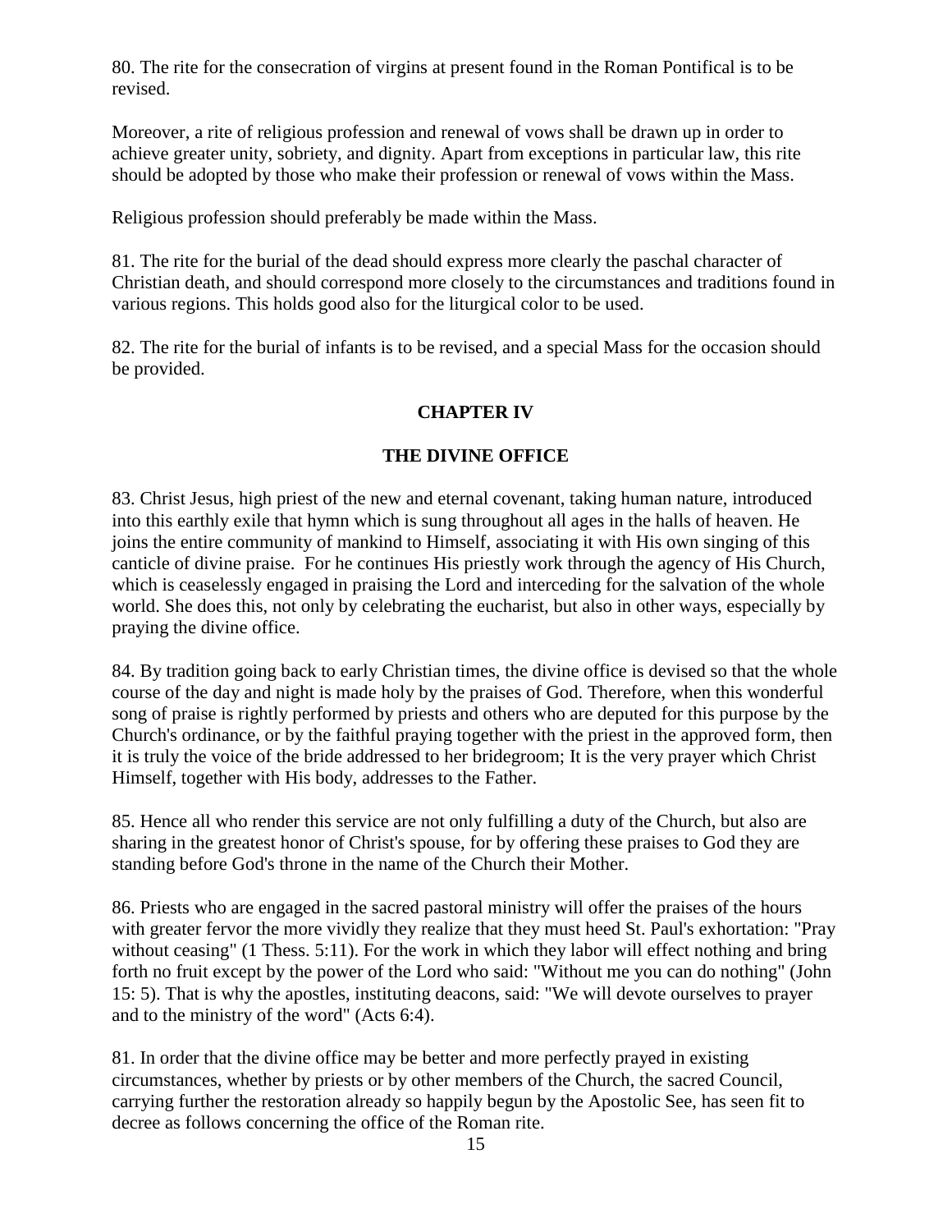80. The rite for the consecration of virgins at present found in the Roman Pontifical is to be revised.

Moreover, a rite of religious profession and renewal of vows shall be drawn up in order to achieve greater unity, sobriety, and dignity. Apart from exceptions in particular law, this rite should be adopted by those who make their profession or renewal of vows within the Mass.

Religious profession should preferably be made within the Mass.

81. The rite for the burial of the dead should express more clearly the paschal character of Christian death, and should correspond more closely to the circumstances and traditions found in various regions. This holds good also for the liturgical color to be used.

82. The rite for the burial of infants is to be revised, and a special Mass for the occasion should be provided.

## CHAPTER IV

## THE DIVINE OFFICE

83. Christ Jesus, high priest of the new and eternal covenant, taking human nature, introduced into this earthly exile that hymn which is sung throughout all ages in the halls of heaven. He joins the entire community of mankind to Himself, associating it with His own singing of this canticle of divine praise. For he continues His priestly work through the agency of His Church, which is ceaselessly engaged in praising the Lord and interceding for the salvation of the whole world. She does this, not only by celebrating the eucharist, but also in other ways, especially by praying the divine office.

84. By tradition going back to early Christian times, the divine office is devised so that the whole course of the day and night is made holy by the praises of God. Therefore, when this wonderful song of praise is rightly performed by priests and others who are deputed for this purpose by the Church's ordinance, or by the faithful praying together with the priest in the approved form, then it is truly the voice of the bride addressed to her bridegroom; It is the very prayer which Christ Himself, together with His body, addresses to the Father.

85. Hence all who render this service are not only fulfilling a duty of the Church, but also are sharing in the greatest honor of Christ's spouse, for by offering these praises to God they are standing before God's throne in the name of the Church their Mother.

86. Priests who are engaged in the sacred pastoral ministry will offer the praises of the hours with greater fervor the more vividly they realize that they must heed St. Paul's exhortation: "Pray without ceasing" (1 Thess. 5:11). For the work in which they labor will effect nothing and bring forth no fruit except by the power of the Lord who said: "Without me you can do nothing" (John 15: 5). That is why the apostles, instituting deacons, said: "We will devote ourselves to prayer and to the ministry of the word" (Acts 6:4).

81. In order that the divine office may be better and more perfectly prayed in existing circumstances, whether by priests or by other members of the Church, the sacred Council, carrying further the restoration already so happily begun by the Apostolic See, has seen fit to decree as follows concerning the office of the Roman rite.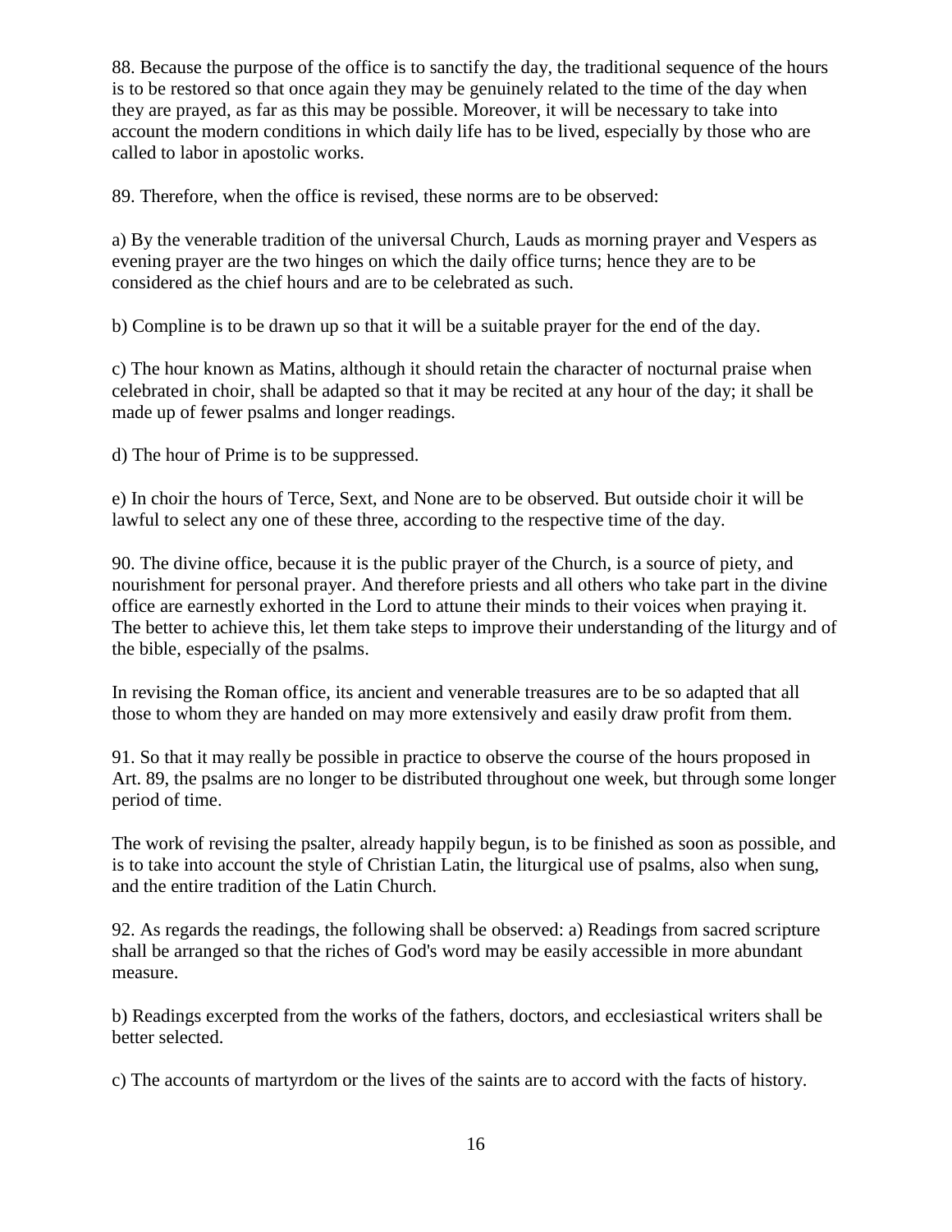88. Because the purpose of the office is to sanctify the day, the traditional sequence of the hours is to be restored so that once again they may be genuinely related to the time of the day when they are prayed, as far as this may be possible. Moreover, it will be necessary to take into account the modern conditions in which daily life has to be lived, especially by those who are called to labor in apostolic works.

89. Therefore, when the office is revised, these norms are to be observed:

a) By the venerable tradition of the universal Church, Lauds as morning prayer and Vespers as evening prayer are the two hinges on which the daily office turns; hence they are to be considered as the chief hours and are to be celebrated as such.

b) Compline is to be drawn up so that it will be a suitable prayer for the end of the day.

c) The hour known as Matins, although it should retain the character of nocturnal praise when celebrated in choir, shall be adapted so that it may be recited at any hour of the day; it shall be made up of fewer psalms and longer readings.

d) The hour of Prime is to be suppressed.

e) In choir the hours of Terce, Sext, and None are to be observed. But outside choir it will be lawful to select any one of these three, according to the respective time of the day.

90. The divine office, because it is the public prayer of the Church, is a source of piety, and nourishment for personal prayer. And therefore priests and all others who take part in the divine office are earnestly exhorted in the Lord to attune their minds to their voices when praying it. The better to achieve this, let them take steps to improve their understanding of the liturgy and of the bible, especially of the psalms.

In revising the Roman office, its ancient and venerable treasures are to be so adapted that all those to whom they are handed on may more extensively and easily draw profit from them.

91. So that it may really be possible in practice to observe the course of the hours proposed in Art. 89, the psalms are no longer to be distributed throughout one week, but through some longer period of time.

The work of revising the psalter, already happily begun, is to be finished as soon as possible, and is to take into account the style of Christian Latin, the liturgical use of psalms, also when sung, and the entire tradition of the Latin Church.

92. As regards the readings, the following shall be observed: a) Readings from sacred scripture shall be arranged so that the riches of God's word may be easily accessible in more abundant measure.

b) Readings excerpted from the works of the fathers, doctors, and ecclesiastical writers shall be better selected.

c) The accounts of martyrdom or the lives of the saints are to accord with the facts of history.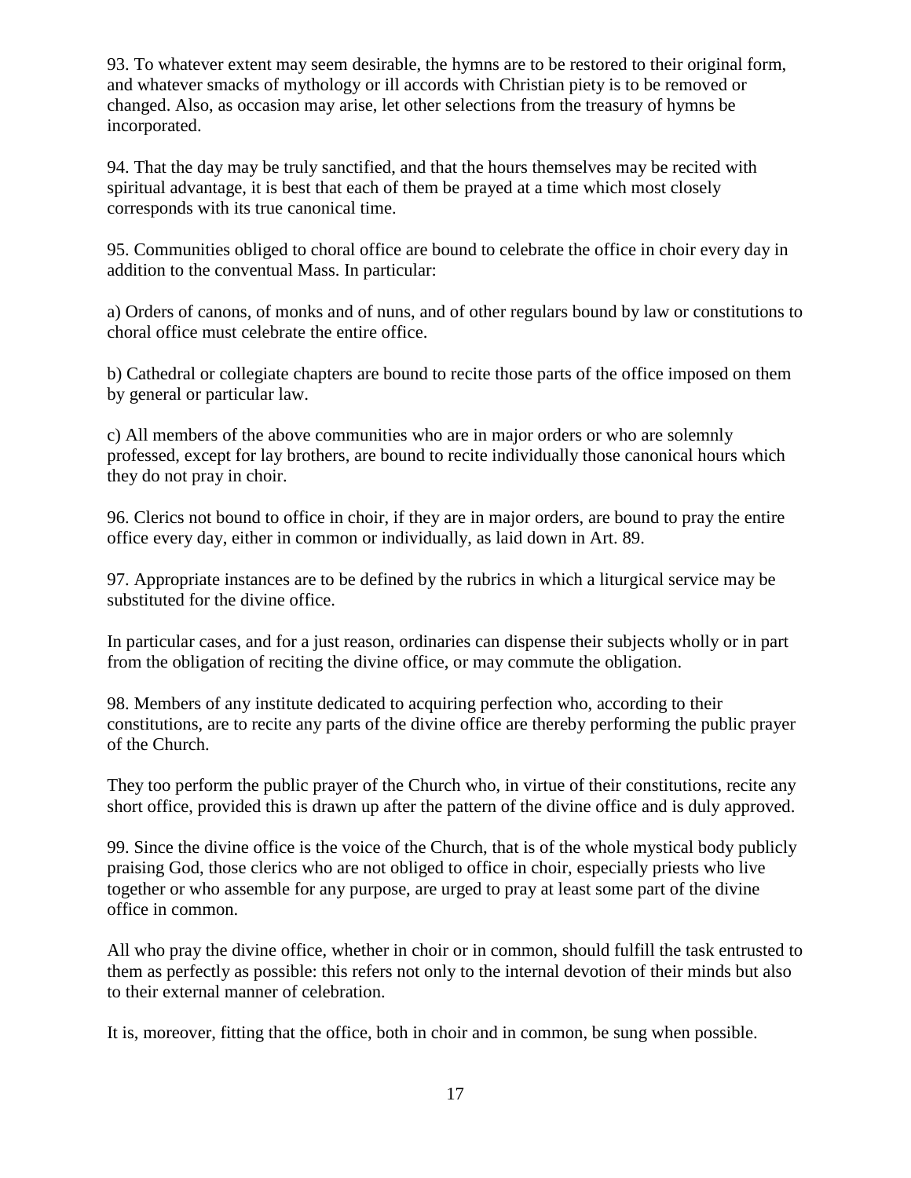93. To whatever extent may seem desirable, the hymns are to be restored to their original form, and whatever smacks of mythology or ill accords with Christian piety is to be removed or changed. Also, as occasion may arise, let other selections from the treasury of hymns be incorporated.

94. That the day may be truly sanctified, and that the hours themselves may be recited with spiritual advantage, it is best that each of them be prayed at a time which most closely corresponds with its true canonical time.

95. Communities obliged to choral office are bound to celebrate the office in choir every day in addition to the conventual Mass. In particular:

a) Orders of canons, of monks and of nuns, and of other regulars bound by law or constitutions to choral office must celebrate the entire office.

b) Cathedral or collegiate chapters are bound to recite those parts of the office imposed on them by general or particular law.

c) All members of the above communities who are in major orders or who are solemnly professed, except for lay brothers, are bound to recite individually those canonical hours which they do not pray in choir.

96. Clerics not bound to office in choir, if they are in major orders, are bound to pray the entire office every day, either in common or individually, as laid down in Art. 89.

97. Appropriate instances are to be defined by the rubrics in which a liturgical service may be substituted for the divine office.

In particular cases, and for a just reason, ordinaries can dispense their subjects wholly or in part from the obligation of reciting the divine office, or may commute the obligation.

98. Members of any institute dedicated to acquiring perfection who, according to their constitutions, are to recite any parts of the divine office are thereby performing the public prayer of the Church.

They too perform the public prayer of the Church who, in virtue of their constitutions, recite any short office, provided this is drawn up after the pattern of the divine office and is duly approved.

99. Since the divine office is the voice of the Church, that is of the whole mystical body publicly praising God, those clerics who are not obliged to office in choir, especially priests who live together or who assemble for any purpose, are urged to pray at least some part of the divine office in common.

All who pray the divine office, whether in choir or in common, should fulfill the task entrusted to them as perfectly as possible: this refers not only to the internal devotion of their minds but also to their external manner of celebration.

It is, moreover, fitting that the office, both in choir and in common, be sung when possible.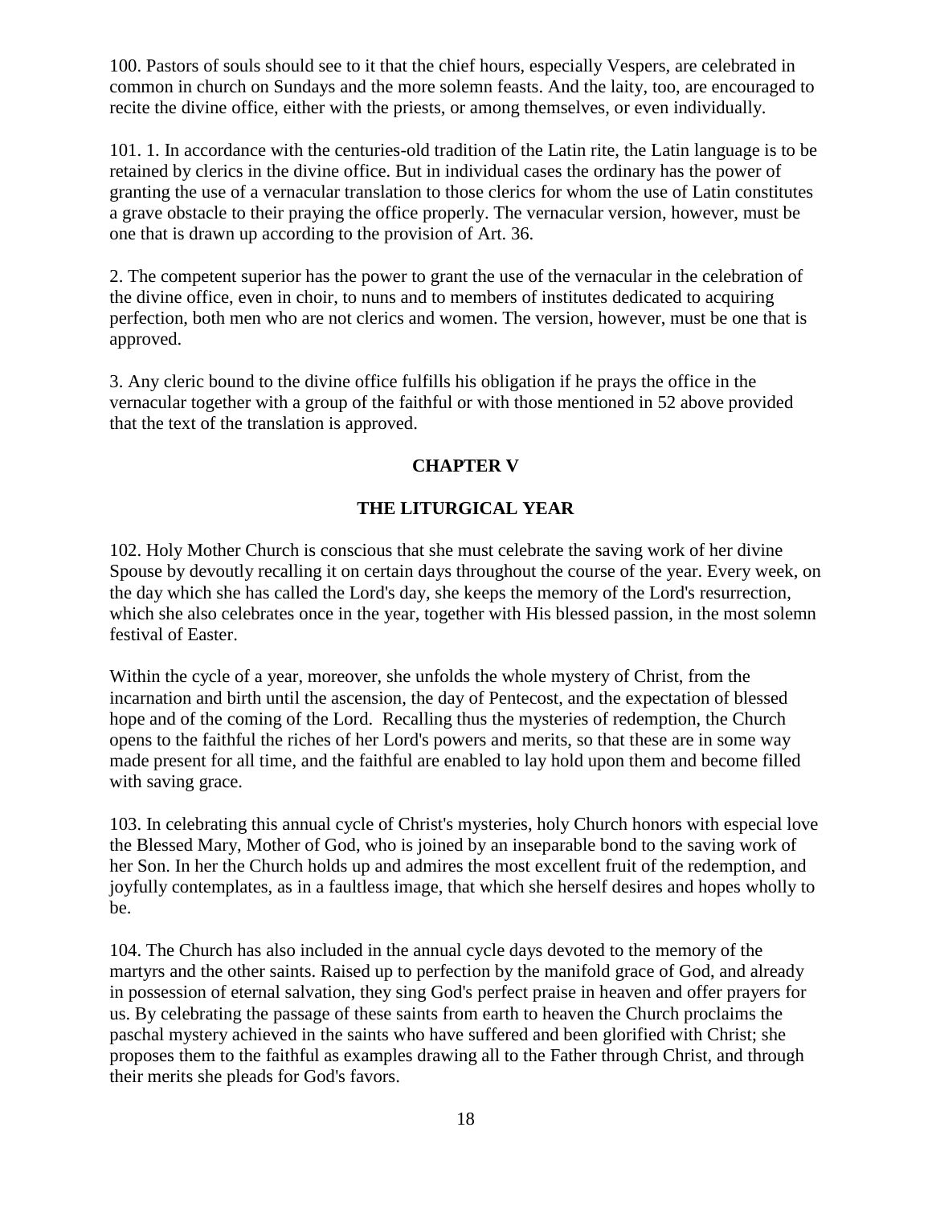100. Pastors of souls should see to it that the chief hours, especially Vespers, are celebrated in common in church on Sundays and the more solemn feasts. And the laity, too, are encouraged to recite the divine office, either with the priests, or among themselves, or even individually.

101. 1. In accordance with the centuries-old tradition of the Latin rite, the Latin language is to be retained by clerics in the divine office. But in individual cases the ordinary has the power of granting the use of a vernacular translation to those clerics for whom the use of Latin constitutes a grave obstacle to their praying the office properly. The vernacular version, however, must be one that is drawn up according to the provision of Art. 36.

2. The competent superior has the power to grant the use of the vernacular in the celebration of the divine office, even in choir, to nuns and to members of institutes dedicated to acquiring perfection, both men who are not clerics and women. The version, however, must be one that is approved.

3. Any cleric bound to the divine office fulfills his obligation if he prays the office in the vernacular together with a group of the faithful or with those mentioned in 52 above provided that the text of the translation is approved.

## CHAPTER V

## THE LITURGICAL YEAR

102. Holy Mother Church is conscious that she must celebrate the saving work of her divine Spouse by devoutly recalling it on certain days throughout the course of the year. Every week, on the day which she has called the Lord's day, she keeps the memory of the Lord's resurrection, which she also celebrates once in the year, together with His blessed passion, in the most solemn festival of Easter.

Within the cycle of a year, moreover, she unfolds the whole mystery of Christ, from the incarnation and birth until the ascension, the day of Pentecost, and the expectation of blessed hope and of the coming of the Lord. Recalling thus the mysteries of redemption, the Church opens to the faithful the riches of her Lord's powers and merits, so that these are in some way made present for all time, and the faithful are enabled to lay hold upon them and become filled with saving grace.

103. In celebrating this annual cycle of Christ's mysteries, holy Church honors with especial love the Blessed Mary, Mother of God, who is joined by an inseparable bond to the saving work of her Son. In her the Church holds up and admires the most excellent fruit of the redemption, and joyfully contemplates, as in a faultless image, that which she herself desires and hopes wholly to be.

104. The Church has also included in the annual cycle days devoted to the memory of the martyrs and the other saints. Raised up to perfection by the manifold grace of God, and already in possession of eternal salvation, they sing God's perfect praise in heaven and offer prayers for us. By celebrating the passage of these saints from earth to heaven the Church proclaims the paschal mystery achieved in the saints who have suffered and been glorified with Christ; she proposes them to the faithful as examples drawing all to the Father through Christ, and through their merits she pleads for God's favors.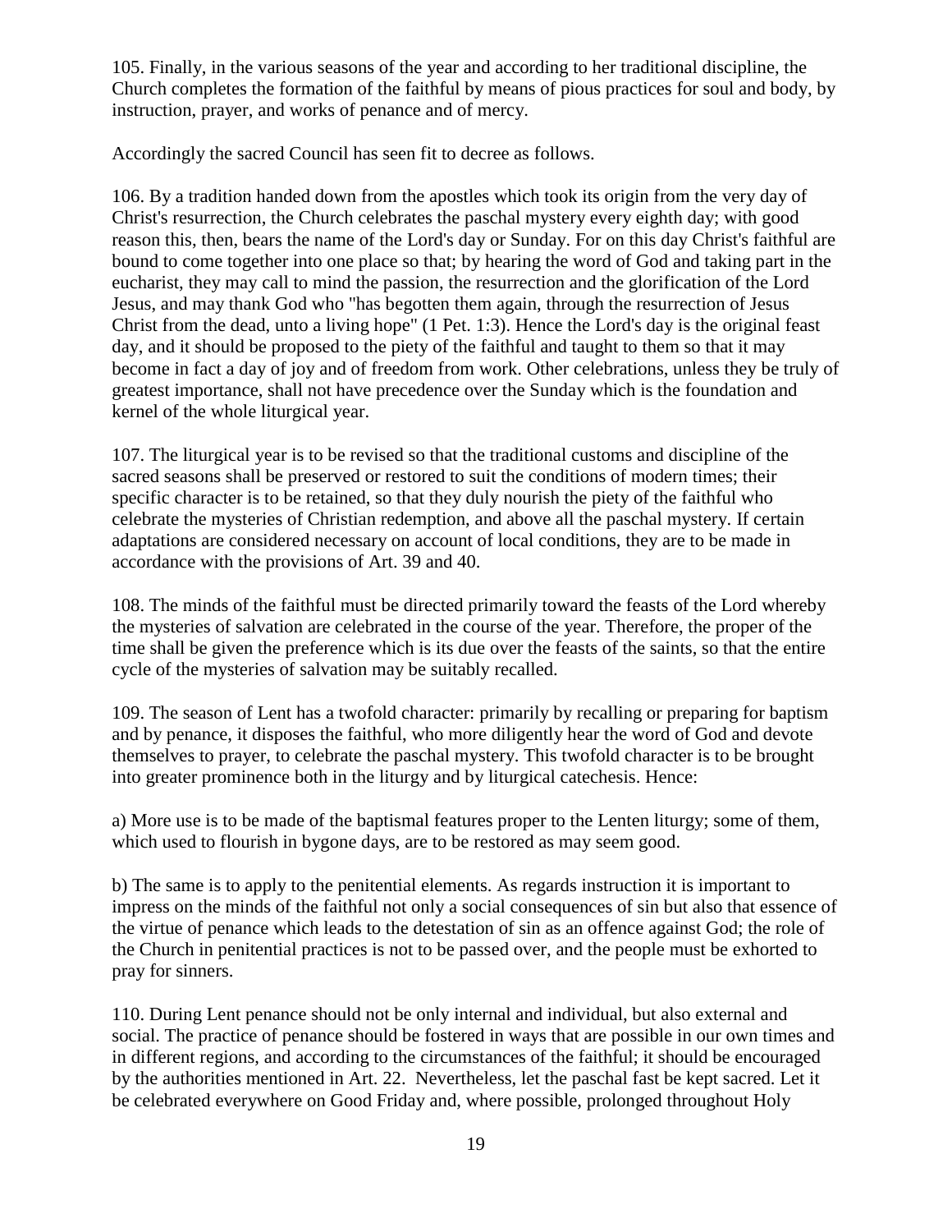105. Finally, in the various seasons of the year and according to her traditional discipline, the Church completes the formation of the faithful by means of pious practices for soul and body, by instruction, prayer, and works of penance and of mercy.

Accordingly the sacred Council has seen fit to decree as follows.

106. By a tradition handed down from the apostles which took its origin from the very day of Christ's resurrection, the Church celebrates the paschal mystery every eighth day; with good reason this, then, bears the name of the Lord's day or Sunday. For on this day Christ's faithful are bound to come together into one place so that; by hearing the word of God and taking part in the eucharist, they may call to mind the passion, the resurrection and the glorification of the Lord Jesus, and may thank God who "has begotten them again, through the resurrection of Jesus Christ from the dead, unto a living hope" (1 Pet. 1:3). Hence the Lord's day is the original feast day, and it should be proposed to the piety of the faithful and taught to them so that it may become in fact a day of joy and of freedom from work. Other celebrations, unless they be truly of greatest importance, shall not have precedence over the Sunday which is the foundation and kernel of the whole liturgical year.

107. The liturgical year is to be revised so that the traditional customs and discipline of the sacred seasons shall be preserved or restored to suit the conditions of modern times; their specific character is to be retained, so that they duly nourish the piety of the faithful who celebrate the mysteries of Christian redemption, and above all the paschal mystery. If certain adaptations are considered necessary on account of local conditions, they are to be made in accordance with the provisions of Art. 39 and 40.

108. The minds of the faithful must be directed primarily toward the feasts of the Lord whereby the mysteries of salvation are celebrated in the course of the year. Therefore, the proper of the time shall be given the preference which is its due over the feasts of the saints, so that the entire cycle of the mysteries of salvation may be suitably recalled.

109. The season of Lent has a twofold character: primarily by recalling or preparing for baptism and by penance, it disposes the faithful, who more diligently hear the word of God and devote themselves to prayer, to celebrate the paschal mystery. This twofold character is to be brought into greater prominence both in the liturgy and by liturgical catechesis. Hence:

a) More use is to be made of the baptismal features proper to the Lenten liturgy; some of them, which used to flourish in bygone days, are to be restored as may seem good.

b) The same is to apply to the penitential elements. As regards instruction it is important to impress on the minds of the faithful not only a social consequences of sin but also that essence of the virtue of penance which leads to the detestation of sin as an offence against God; the role of the Church in penitential practices is not to be passed over, and the people must be exhorted to pray for sinners.

110. During Lent penance should not be only internal and individual, but also external and social. The practice of penance should be fostered in ways that are possible in our own times and in different regions, and according to the circumstances of the faithful; it should be encouraged by the authorities mentioned in Art. 22. Nevertheless, let the paschal fast be kept sacred. Let it be celebrated everywhere on Good Friday and, where possible, prolonged throughout Holy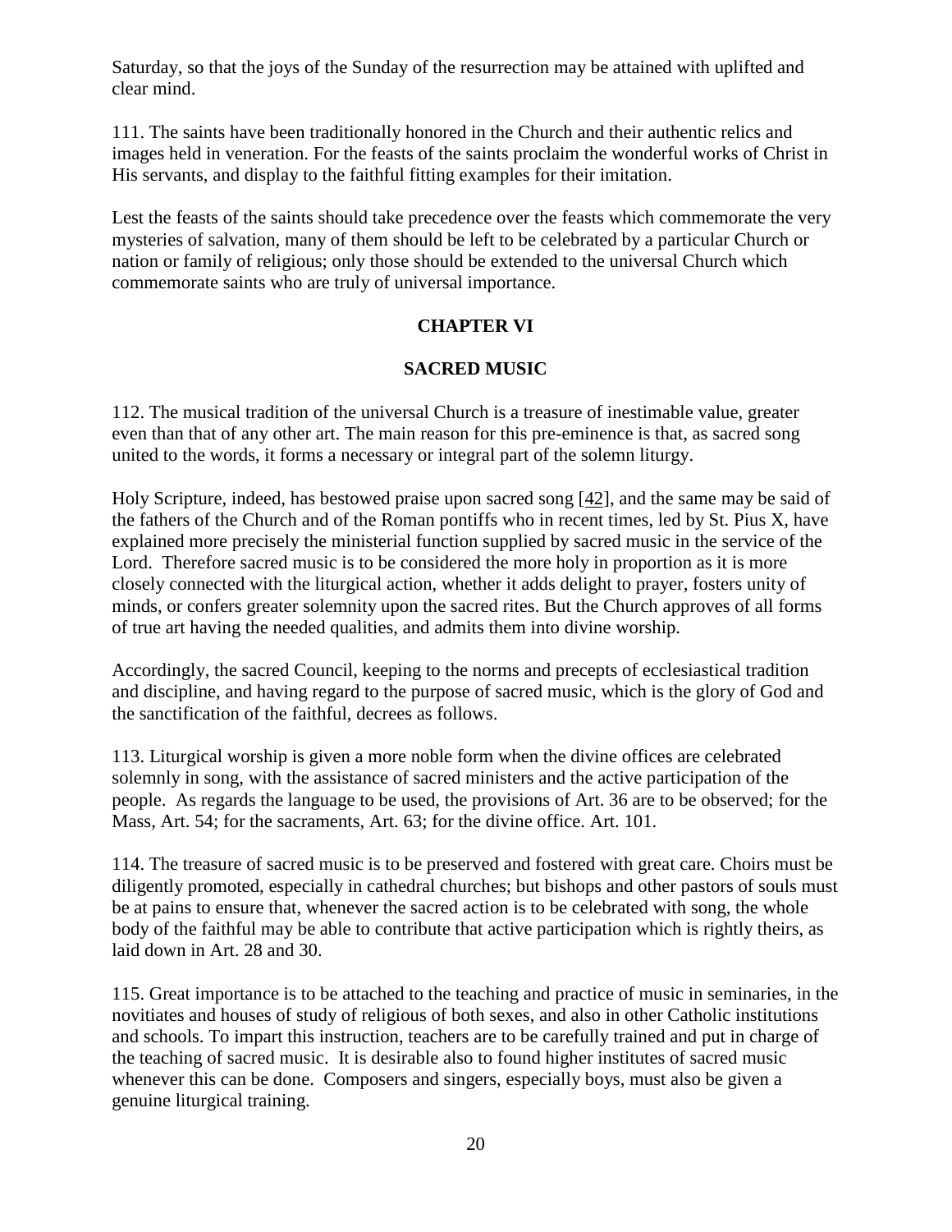Saturday, so that the joys of the Sunday of the resurrection may be attained with uplifted and clear mind.

111. The saints have been traditionally honored in the Church and their authentic relics and images held in veneration. For the feasts of the saints proclaim the wonderful works of Christ in His servants, and display to the faithful fitting examples for their imitation.

Lest the feasts of the saints should take precedence over the feasts which commemorate the very mysteries of salvation, many of them should be left to be celebrated by a particular Church or nation or family of religious; only those should be extended to the universal Church which commemorate saints who are truly of universal importance.

## CHAPTER VI

## SACRED MUSIC

112. The musical tradition of the universal Church is a treasure of inestimable value, greater even than that of any other art. The main reason for this pre-eminence is that, as sacred song united to the words, it forms a necessary or integral part of the solemn liturgy.

Holy Scripture, indeed, has bestowed praise upon sacred song [42], and the same may be said of the fathers of the Church and of the Roman pontiffs who in recent times, led by St. Pius X, have explained more precisely the ministerial function supplied by sacred music in the service of the Lord. Therefore sacred music is to be considered the more holy in proportion as it is more closely connected with the liturgical action, whether it adds delight to prayer, fosters unity of minds, or confers greater solemnity upon the sacred rites. But the Church approves of all forms of true art having the needed qualities, and admits them into divine worship.

Accordingly, the sacred Council, keeping to the norms and precepts of ecclesiastical tradition and discipline, and having regard to the purpose of sacred music, which is the glory of God and the sanctification of the faithful, decrees as follows.

113. Liturgical worship is given a more noble form when the divine offices are celebrated solemnly in song, with the assistance of sacred ministers and the active participation of the people. As regards the language to be used, the provisions of Art. 36 are to be observed; for the Mass, Art. 54; for the sacraments, Art. 63; for the divine office. Art. 101.

114. The treasure of sacred music is to be preserved and fostered with great care. Choirs must be diligently promoted, especially in cathedral churches; but bishops and other pastors of souls must be at pains to ensure that, whenever the sacred action is to be celebrated with song, the whole body of the faithful may be able to contribute that active participation which is rightly theirs, as laid down in Art. 28 and 30.

115. Great importance is to be attached to the teaching and practice of music in seminaries, in the novitiates and houses of study of religious of both sexes, and also in other Catholic institutions and schools. To impart this instruction, teachers are to be carefully trained and put in charge of the teaching of sacred music. It is desirable also to found higher institutes of sacred music whenever this can be done. Composers and singers, especially boys, must also be given a genuine liturgical training.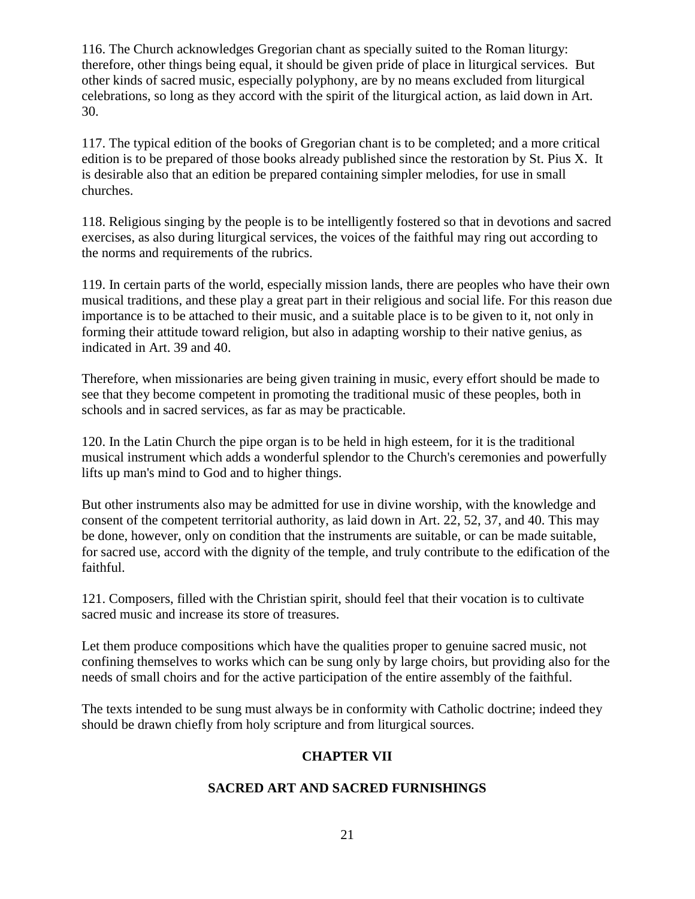116. The Church acknowledges Gregorian chant as specially suited to the Roman liturgy: therefore, other things being equal, it should be given pride of place in liturgical services. But other kinds of sacred music, especially polyphony, are by no means excluded from liturgical celebrations, so long as they accord with the spirit of the liturgical action, as laid down in Art. 30.

117. The typical edition of the books of Gregorian chant is to be completed; and a more critical edition is to be prepared of those books already published since the restoration by St. Pius X. It is desirable also that an edition be prepared containing simpler melodies, for use in small churches.

118. Religious singing by the people is to be intelligently fostered so that in devotions and sacred exercises, as also during liturgical services, the voices of the faithful may ring out according to the norms and requirements of the rubrics.

119. In certain parts of the world, especially mission lands, there are peoples who have their own musical traditions, and these play a great part in their religious and social life. For this reason due importance is to be attached to their music, and a suitable place is to be given to it, not only in forming their attitude toward religion, but also in adapting worship to their native genius, as indicated in Art. 39 and 40.

Therefore, when missionaries are being given training in music, every effort should be made to see that they become competent in promoting the traditional music of these peoples, both in schools and in sacred services, as far as may be practicable.

120. In the Latin Church the pipe organ is to be held in high esteem, for it is the traditional musical instrument which adds a wonderful splendor to the Church's ceremonies and powerfully lifts up man's mind to God and to higher things.

But other instruments also may be admitted for use in divine worship, with the knowledge and consent of the competent territorial authority, as laid down in Art. 22, 52, 37, and 40. This may be done, however, only on condition that the instruments are suitable, or can be made suitable, for sacred use, accord with the dignity of the temple, and truly contribute to the edification of the faithful.

121. Composers, filled with the Christian spirit, should feel that their vocation is to cultivate sacred music and increase its store of treasures.

Let them produce compositions which have the qualities proper to genuine sacred music, not confining themselves to works which can be sung only by large choirs, but providing also for the needs of small choirs and for the active participation of the entire assembly of the faithful.

The texts intended to be sung must always be in conformity with Catholic doctrine; indeed they should be drawn chiefly from holy scripture and from liturgical sources.

## CHAPTER VII

## SACRED ART AND SACRED FURNISHINGS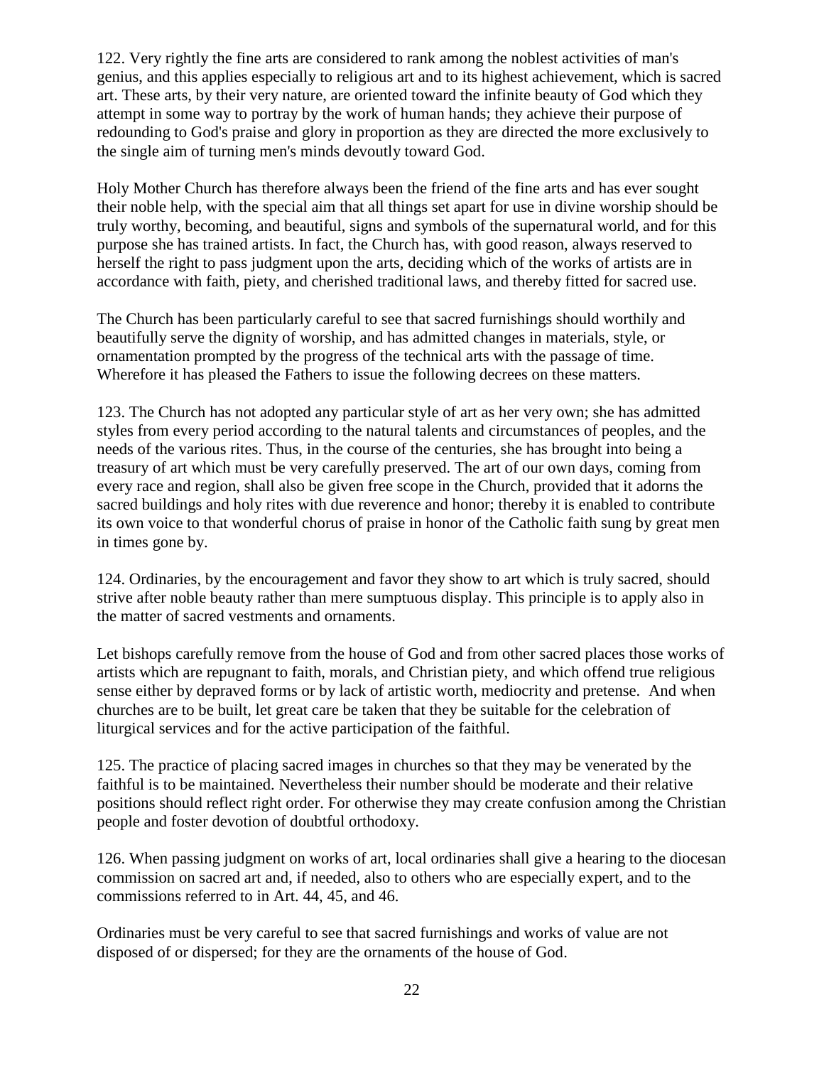122. Very rightly the fine arts are considered to rank among the noblest activities of man's genius, and this applies especially to religious art and to its highest achievement, which is sacred art. These arts, by their very nature, are oriented toward the infinite beauty of God which they attempt in some way to portray by the work of human hands; they achieve their purpose of redounding to God's praise and glory in proportion as they are directed the more exclusively to the single aim of turning men's minds devoutly toward God.

Holy Mother Church has therefore always been the friend of the fine arts and has ever sought their noble help, with the special aim that all things set apart for use in divine worship should be truly worthy, becoming, and beautiful, signs and symbols of the supernatural world, and for this purpose she has trained artists. In fact, the Church has, with good reason, always reserved to herself the right to pass judgment upon the arts, deciding which of the works of artists are in accordance with faith, piety, and cherished traditional laws, and thereby fitted for sacred use.

The Church has been particularly careful to see that sacred furnishings should worthily and beautifully serve the dignity of worship, and has admitted changes in materials, style, or ornamentation prompted by the progress of the technical arts with the passage of time. Wherefore it has pleased the Fathers to issue the following decrees on these matters.

123. The Church has not adopted any particular style of art as her very own; she has admitted styles from every period according to the natural talents and circumstances of peoples, and the needs of the various rites. Thus, in the course of the centuries, she has brought into being a treasury of art which must be very carefully preserved. The art of our own days, coming from every race and region, shall also be given free scope in the Church, provided that it adorns the sacred buildings and holy rites with due reverence and honor; thereby it is enabled to contribute its own voice to that wonderful chorus of praise in honor of the Catholic faith sung by great men in times gone by.

124. Ordinaries, by the encouragement and favor they show to art which is truly sacred, should strive after noble beauty rather than mere sumptuous display. This principle is to apply also in the matter of sacred vestments and ornaments.

Let bishops carefully remove from the house of God and from other sacred places those works of artists which are repugnant to faith, morals, and Christian piety, and which offend true religious sense either by depraved forms or by lack of artistic worth, mediocrity and pretense. And when churches are to be built, let great care be taken that they be suitable for the celebration of liturgical services and for the active participation of the faithful.

125. The practice of placing sacred images in churches so that they may be venerated by the faithful is to be maintained. Nevertheless their number should be moderate and their relative positions should reflect right order. For otherwise they may create confusion among the Christian people and foster devotion of doubtful orthodoxy.

126. When passing judgment on works of art, local ordinaries shall give a hearing to the diocesan commission on sacred art and, if needed, also to others who are especially expert, and to the commissions referred to in Art. 44, 45, and 46.

Ordinaries must be very careful to see that sacred furnishings and works of value are not disposed of or dispersed; for they are the ornaments of the house of God.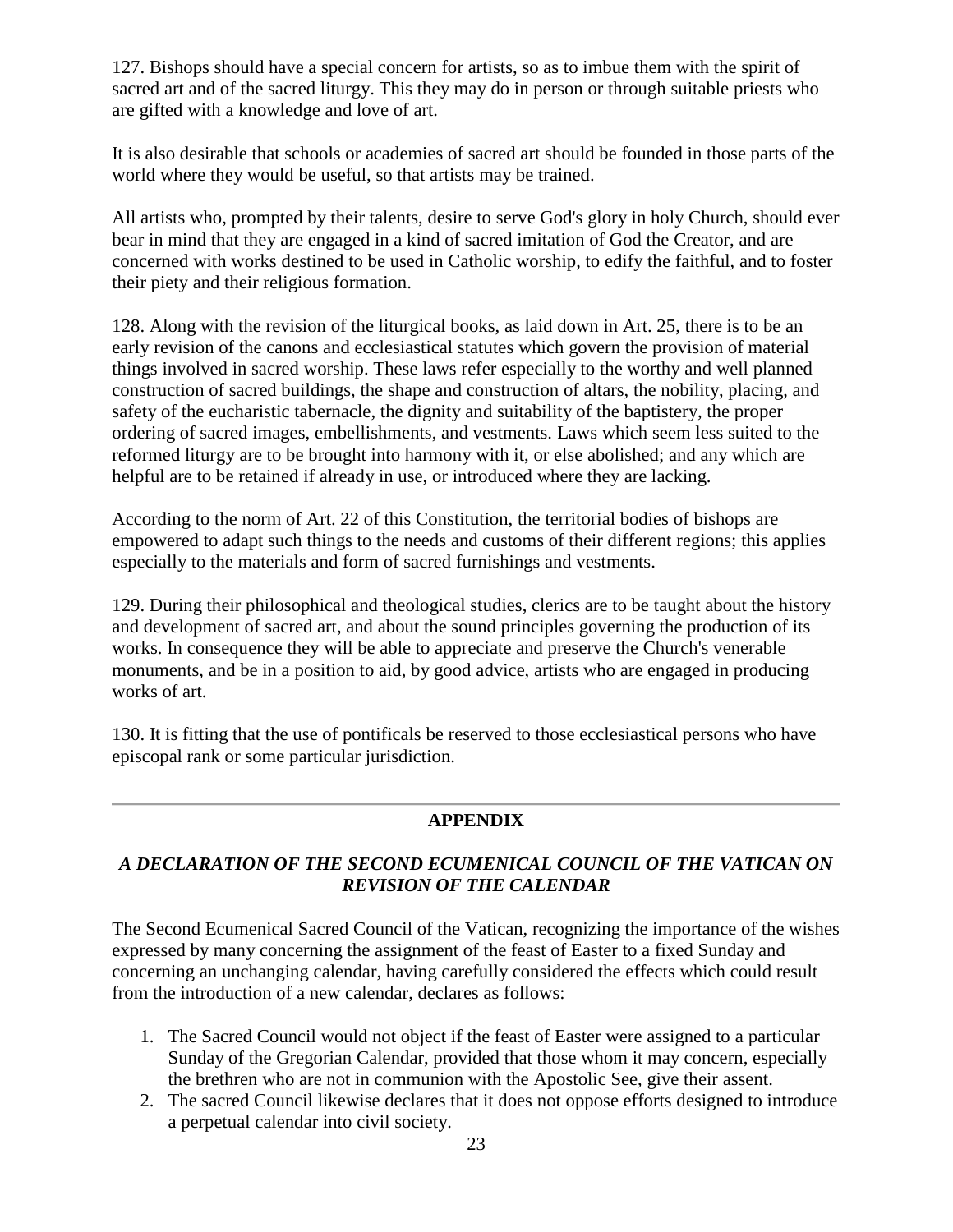127. Bishops should have a special concern for artists, so as to imbue them with the spirit of sacred art and of the sacred liturgy. This they may do in person or through suitable priests who are gifted with a knowledge and love of art.

It is also desirable that schools or academies of sacred art should be founded in those parts of the world where they would be useful, so that artists may be trained.

All artists who, prompted by their talents, desire to serve God's glory in holy Church, should ever bear in mind that they are engaged in a kind of sacred imitation of God the Creator, and are concerned with works destined to be used in Catholic worship, to edify the faithful, and to foster their piety and their religious formation.

128. Along with the revision of the liturgical books, as laid down in Art. 25, there is to be an early revision of the canons and ecclesiastical statutes which govern the provision of material things involved in sacred worship. These laws refer especially to the worthy and well planned construction of sacred buildings, the shape and construction of altars, the nobility, placing, and safety of the eucharistic tabernacle, the dignity and suitability of the baptistery, the proper ordering of sacred images, embellishments, and vestments. Laws which seem less suited to the reformed liturgy are to be brought into harmony with it, or else abolished; and any which are helpful are to be retained if already in use, or introduced where they are lacking.

According to the norm of Art. 22 of this Constitution, the territorial bodies of bishops are empowered to adapt such things to the needs and customs of their different regions; this applies especially to the materials and form of sacred furnishings and vestments.

129. During their philosophical and theological studies, clerics are to be taught about the history and development of sacred art, and about the sound principles governing the production of its works. In consequence they will be able to appreciate and preserve the Church's venerable monuments, and be in a position to aid, by good advice, artists who are engaged in producing works of art.

130. It is fitting that the use of pontificals be reserved to those ecclesiastical persons who have episcopal rank or some particular jurisdiction.

---

## APPENDIX

### *A DECLARATION OF THE SECOND ECUMENICAL COUNCIL OF THE VATICAN ON REVISION OF THE CALENDAR*

The Second Ecumenical Sacred Council of the Vatican, recognizing the importance of the wishes expressed by many concerning the assignment of the feast of Easter to a fixed Sunday and concerning an unchanging calendar, having carefully considered the effects which could result from the introduction of a new calendar, declares as follows:

1. The Sacred Council would not object if the feast of Easter were assigned to a particular Sunday of the Gregorian Calendar, provided that those whom it may concern, especially the brethren who are not in communion with the Apostolic See, give their assent.
2. The sacred Council likewise declares that it does not oppose efforts designed to introduce a perpetual calendar into civil society.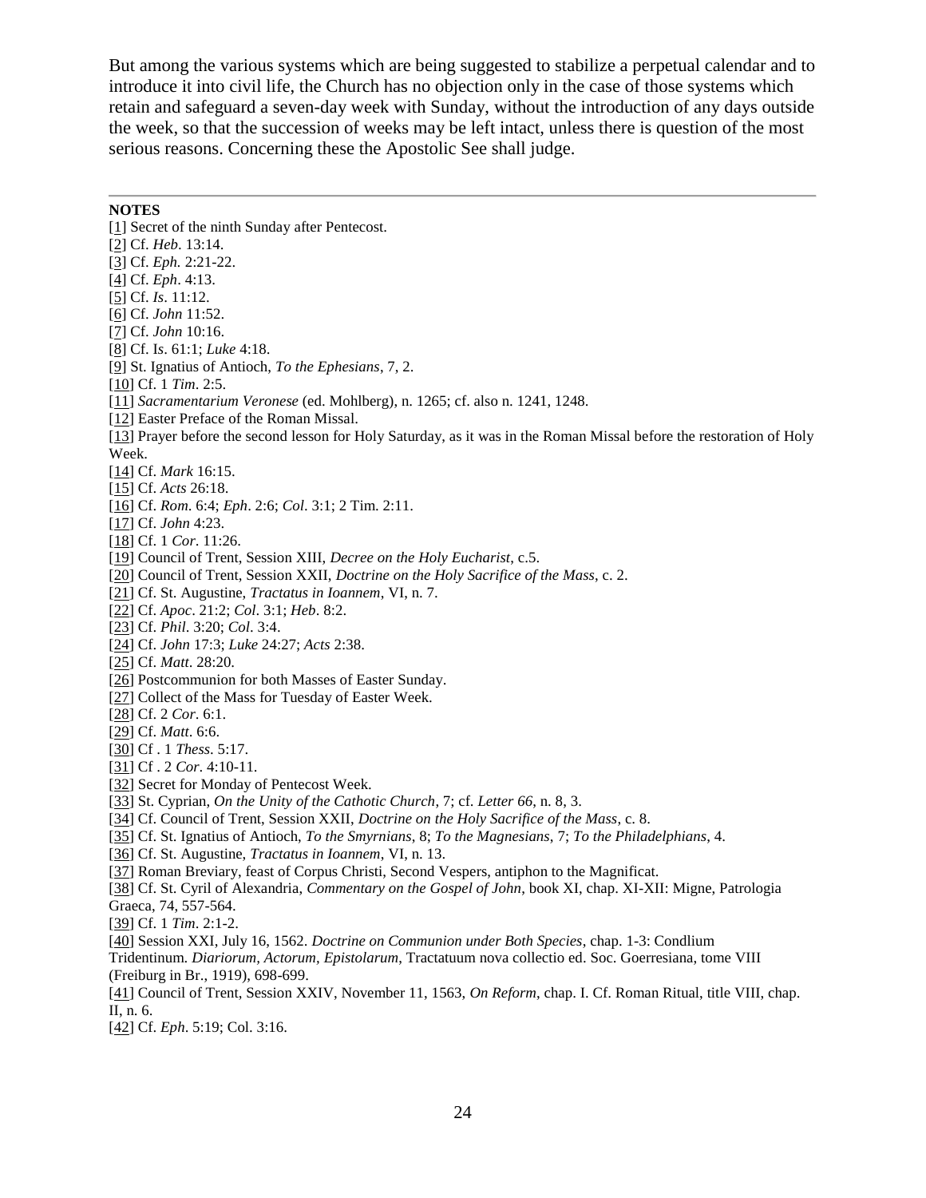But among the various systems which are being suggested to stabilize a perpetual calendar and to introduce it into civil life, the Church has no objection only in the case of those systems which retain and safeguard a seven-day week with Sunday, without the introduction of any days outside the week, so that the succession of weeks may be left intact, unless there is question of the most serious reasons. Concerning these the Apostolic See shall judge.

---

**NOTES**

[1] Secret of the ninth Sunday after Pentecost.
[2] Cf. *Heb*. 13:14.
[3] Cf. *Eph.* 2:21-22.
[4] Cf. *Eph*. 4:13.
[5] Cf. *Is*. 11:12.
[6] Cf. *John* 11:52.
[7] Cf. *John* 10:16.
[8] Cf. Is. 61:1; *Luke* 4:18.
[9] St. Ignatius of Antioch, *To the Ephesians*, 7, 2.
[10] Cf. 1 *Tim*. 2:5.
[11] *Sacramentarium Veronese* (ed. Mohlberg), n. 1265; cf. also n. 1241, 1248.
[12] Easter Preface of the Roman Missal.
[13] Prayer before the second lesson for Holy Saturday, as it was in the Roman Missal before the restoration of Holy Week.
[14] Cf. *Mark* 16:15.
[15] Cf. *Acts* 26:18.
[16] Cf. *Rom*. 6:4; *Eph*. 2:6; *Col*. 3:1; 2 Tim. 2:11.
[17] Cf. *John* 4:23.
[18] Cf. 1 *Cor*. 11:26.
[19] Council of Trent, Session XIII, *Decree on the Holy Eucharist*, c.5.
[20] Council of Trent, Session XXII, *Doctrine on the Holy Sacrifice of the Mass*, c. 2.
[21] Cf. St. Augustine, *Tractatus in Ioannem*, VI, n. 7.
[22] Cf. *Apoc*. 21:2; *Col*. 3:1; *Heb*. 8:2.
[23] Cf. *Phil*. 3:20; *Col*. 3:4.
[24] Cf. *John* 17:3; *Luke* 24:27; *Acts* 2:38.
[25] Cf. *Matt*. 28:20.
[26] Postcommunion for both Masses of Easter Sunday.
[27] Collect of the Mass for Tuesday of Easter Week.
[28] Cf. 2 *Cor*. 6:1.
[29] Cf. *Matt*. 6:6.
[30] Cf . 1 *Thess*. 5:17.
[31] Cf . 2 *Cor*. 4:10-11.
[32] Secret for Monday of Pentecost Week.
[33] St. Cyprian, *On the Unity of the Cathotic Church*, 7; cf. *Letter 66*, n. 8, 3.
[34] Cf. Council of Trent, Session XXII, *Doctrine on the Holy Sacrifice of the Mass*, c. 8.
[35] Cf. St. Ignatius of Antioch, *To the Smyrnians*, 8; *To the Magnesians*, 7; *To the Philadelphians*, 4.
[36] Cf. St. Augustine, *Tractatus in Ioannem*, VI, n. 13.
[37] Roman Breviary, feast of Corpus Christi, Second Vespers, antiphon to the Magnificat.
[38] Cf. St. Cyril of Alexandria, *Commentary on the Gospel of John*, book XI, chap. XI-XII: Migne, Patrologia Graeca, 74, 557-564.
[39] Cf. 1 *Tim*. 2:1-2.
[40] Session XXI, July 16, 1562. *Doctrine on Communion under Both Species*, chap. 1-3: Condlium Tridentinum. *Diariorum, Actorum, Epistolarum*, Tractatuum nova collectio ed. Soc. Goerresiana, tome VIII (Freiburg in Br., 1919), 698-699.
[41] Council of Trent, Session XXIV, November 11, 1563, *On Reform*, chap. I. Cf. Roman Ritual, title VIII, chap. II, n. 6.
[42] Cf. *Eph*. 5:19; Col. 3:16.